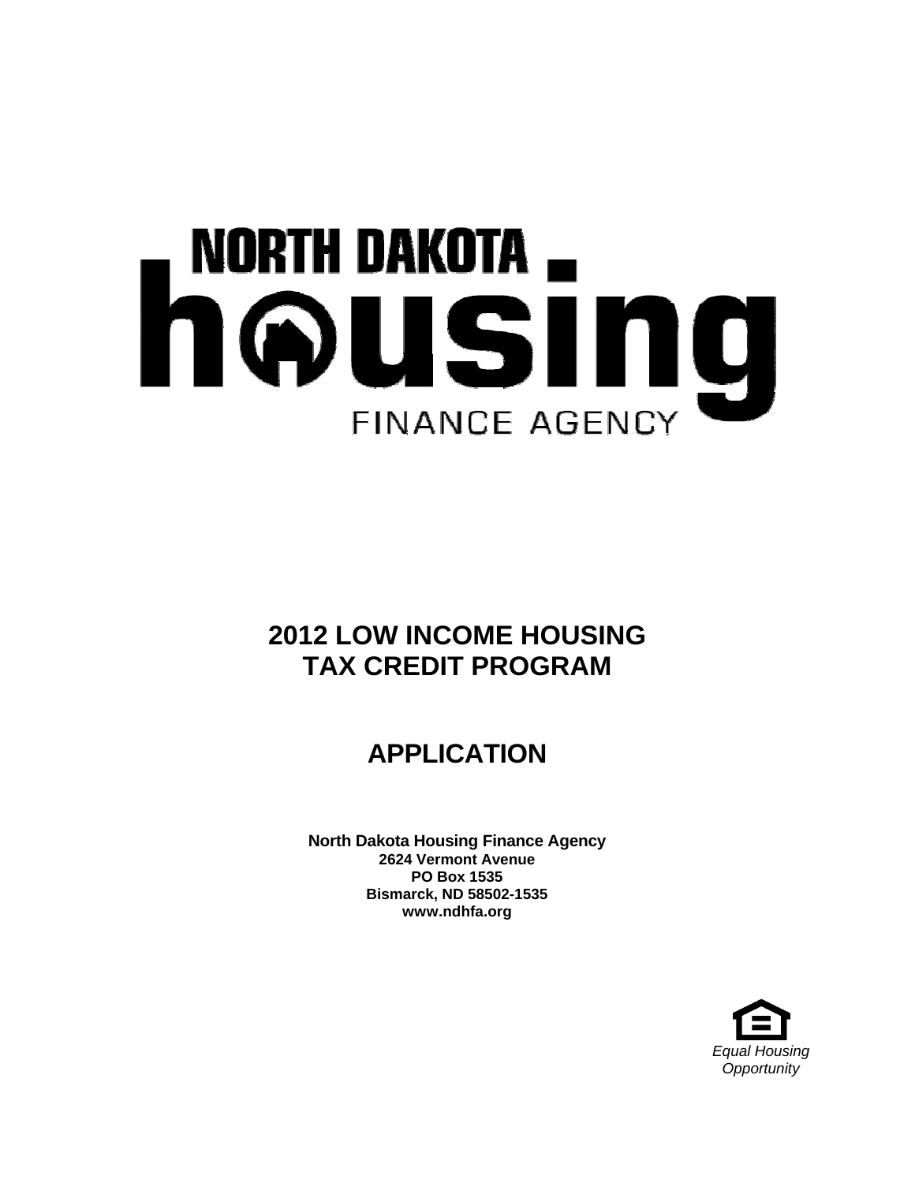NORTH DAKOTA housing FINANCE AGENCY

# 2012 LOW INCOME HOUSING TAX CREDIT PROGRAM

# APPLICATION

**North Dakota Housing Finance Agency**
**2624 Vermont Avenue**
**PO Box 1535**
**Bismarck, ND 58502-1535**
**www.ndhfa.org**

*Equal Housing Opportunity*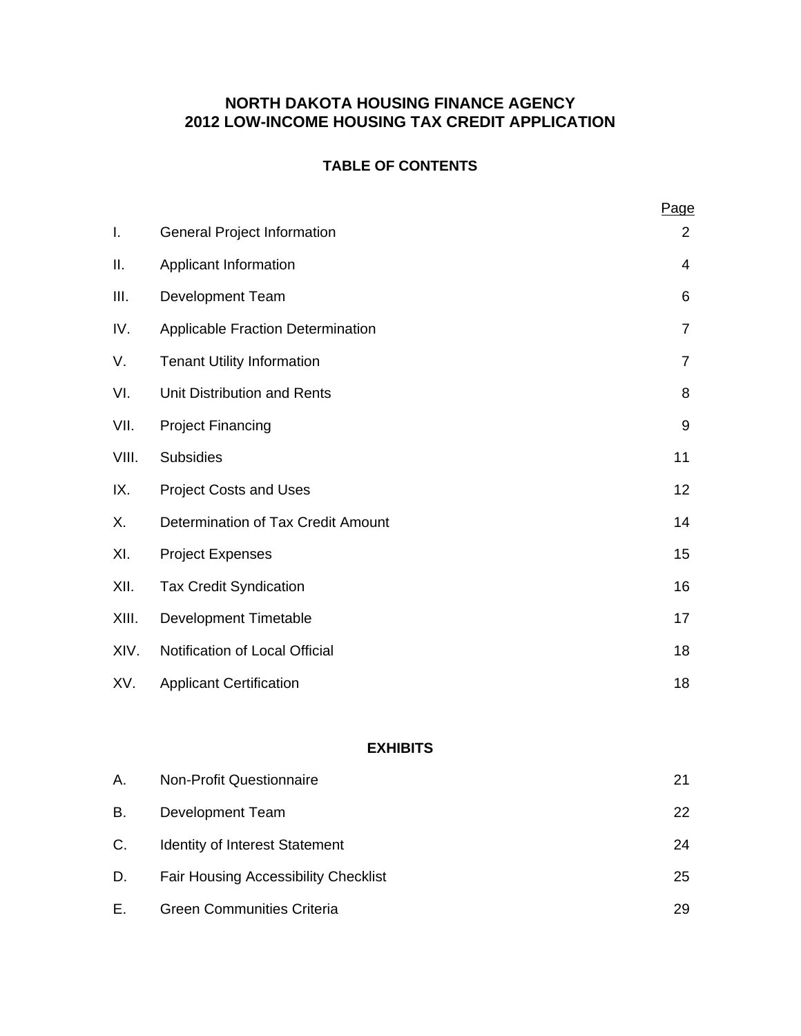# NORTH DAKOTA HOUSING FINANCE AGENCY
# 2012 LOW-INCOME HOUSING TAX CREDIT APPLICATION

## TABLE OF CONTENTS

| | | Page |
|---|---|---|
| I. | General Project Information | 2 |
| II. | Applicant Information | 4 |
| III. | Development Team | 6 |
| IV. | Applicable Fraction Determination | 7 |
| V. | Tenant Utility Information | 7 |
| VI. | Unit Distribution and Rents | 8 |
| VII. | Project Financing | 9 |
| VIII. | Subsidies | 11 |
| IX. | Project Costs and Uses | 12 |
| X. | Determination of Tax Credit Amount | 14 |
| XI. | Project Expenses | 15 |
| XII. | Tax Credit Syndication | 16 |
| XIII. | Development Timetable | 17 |
| XIV. | Notification of Local Official | 18 |
| XV. | Applicant Certification | 18 |

## EXHIBITS

| | | |
|---|---|---|
| A. | Non-Profit Questionnaire | 21 |
| B. | Development Team | 22 |
| C. | Identity of Interest Statement | 24 |
| D. | Fair Housing Accessibility Checklist | 25 |
| E. | Green Communities Criteria | 29 |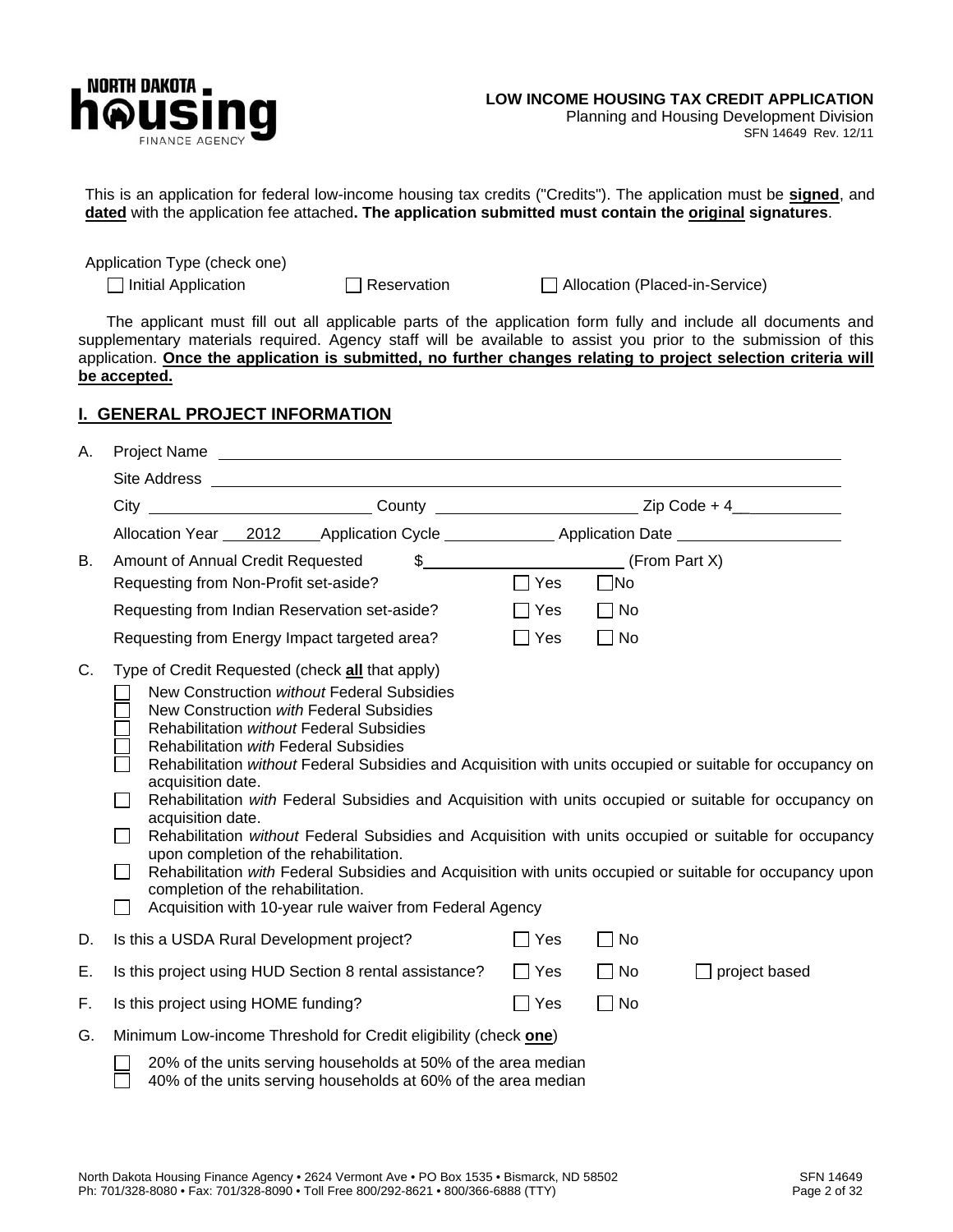**LOW INCOME HOUSING TAX CREDIT APPLICATION**
Planning and Housing Development Division
SFN 14649 Rev. 12/11

This is an application for federal low-income housing tax credits ("Credits"). The application must be **signed**, and **dated** with the application fee attached**. The application submitted must contain the original signatures**.

Application Type (check one)

☐ Initial Application ☐ Reservation ☐ Allocation (Placed-in-Service)

The applicant must fill out all applicable parts of the application form fully and include all documents and supplementary materials required. Agency staff will be available to assist you prior to the submission of this application. **Once the application is submitted, no further changes relating to project selection criteria will be accepted.**

## I. GENERAL PROJECT INFORMATION

A. Project Name ______________________________

Site Address ______________________________

City ____________ County ____________ Zip Code + 4__ ____________

Allocation Year 2012 Application Cycle ____________ Application Date ____________

B. Amount of Annual Credit Requested $____________ (From Part X)

Requesting from Non-Profit set-aside? ☐ Yes ☐ No

Requesting from Indian Reservation set-aside? ☐ Yes ☐ No

Requesting from Energy Impact targeted area? ☐ Yes ☐ No

C. Type of Credit Requested (check **all** that apply)

- ☐ New Construction *without* Federal Subsidies
- ☐ New Construction *with* Federal Subsidies
- ☐ Rehabilitation *without* Federal Subsidies
- ☐ Rehabilitation *with* Federal Subsidies
- ☐ Rehabilitation *without* Federal Subsidies and Acquisition with units occupied or suitable for occupancy on acquisition date.
- ☐ Rehabilitation *with* Federal Subsidies and Acquisition with units occupied or suitable for occupancy on acquisition date.
- ☐ Rehabilitation *without* Federal Subsidies and Acquisition with units occupied or suitable for occupancy upon completion of the rehabilitation.
- ☐ Rehabilitation *with* Federal Subsidies and Acquisition with units occupied or suitable for occupancy upon completion of the rehabilitation.
- ☐ Acquisition with 10-year rule waiver from Federal Agency

D. Is this a USDA Rural Development project? ☐ Yes ☐ No

E. Is this project using HUD Section 8 rental assistance? ☐ Yes ☐ No ☐ project based

F. Is this project using HOME funding? ☐ Yes ☐ No

G. Minimum Low-income Threshold for Credit eligibility (check **one**)

- ☐ 20% of the units serving households at 50% of the area median
- ☐ 40% of the units serving households at 60% of the area median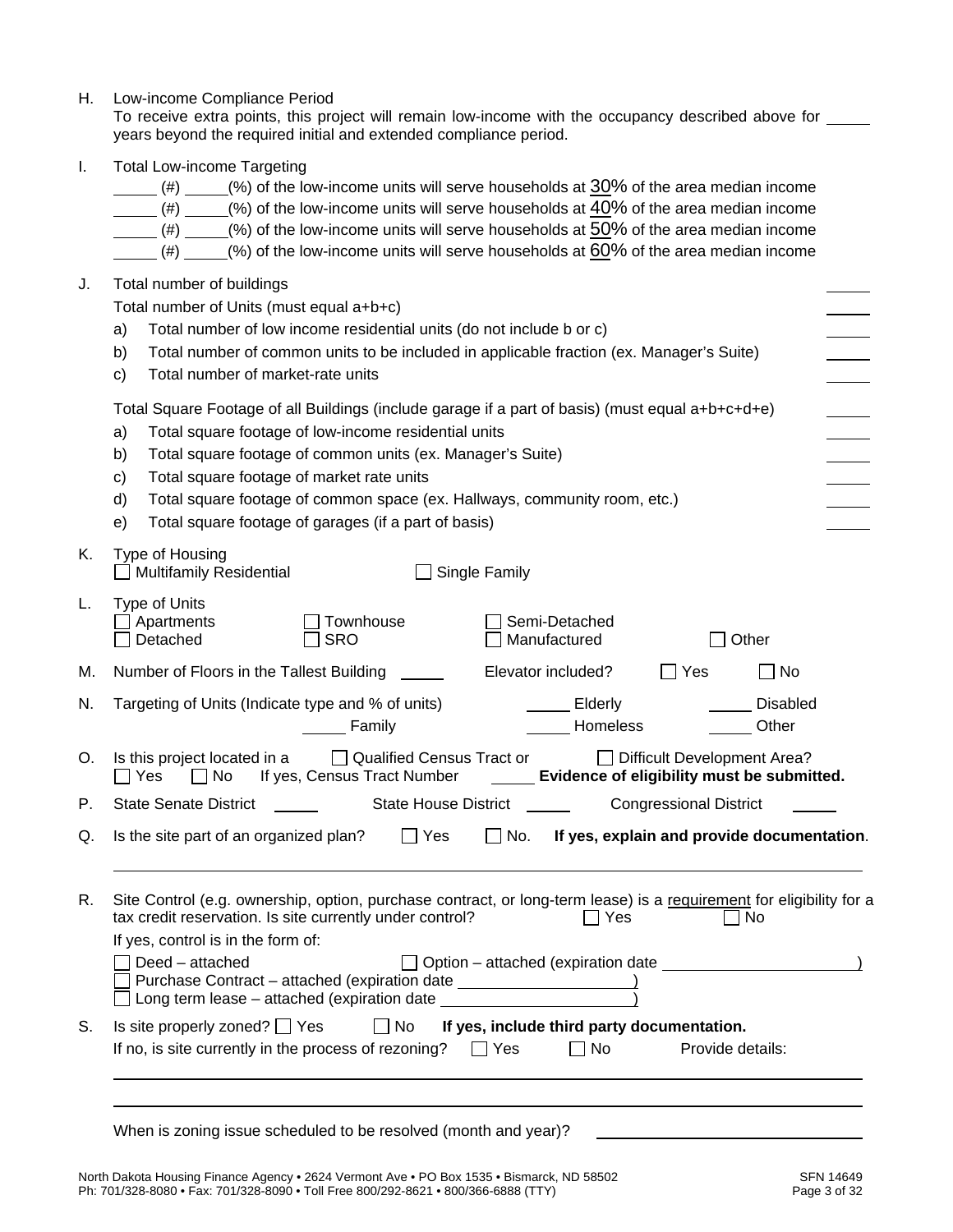H. Low-income Compliance Period

To receive extra points, this project will remain low-income with the occupancy described above for _____ years beyond the required initial and extended compliance period.

I. Total Low-income Targeting

_____ (#) _____(%) of the low-income units will serve households at 30% of the area median income
_____ (#) _____(%) of the low-income units will serve households at 40% of the area median income
_____ (#) _____(%) of the low-income units will serve households at 50% of the area median income
_____ (#) _____(%) of the low-income units will serve households at 60% of the area median income

J. Total number of buildings _____

Total number of Units (must equal a+b+c) _____

a) Total number of low income residential units (do not include b or c) _____
b) Total number of common units to be included in applicable fraction (ex. Manager's Suite) _____
c) Total number of market-rate units _____

Total Square Footage of all Buildings (include garage if a part of basis) (must equal a+b+c+d+e) _____

a) Total square footage of low-income residential units _____
b) Total square footage of common units (ex. Manager's Suite) _____
c) Total square footage of market rate units _____
d) Total square footage of common space (ex. Hallways, community room, etc.) _____
e) Total square footage of garages (if a part of basis) _____

K. Type of Housing

☐ Multifamily Residential ☐ Single Family

L. Type of Units

☐ Apartments ☐ Townhouse ☐ Semi-Detached
☐ Detached ☐ SRO ☐ Manufactured ☐ Other

M. Number of Floors in the Tallest Building _____ Elevator included? ☐ Yes ☐ No

N. Targeting of Units (Indicate type and % of units) _____ Elderly _____ Disabled
_____ Family _____ Homeless _____ Other

O. Is this project located in a ☐ Qualified Census Tract or ☐ Difficult Development Area?
☐ Yes ☐ No If yes, Census Tract Number _____ **Evidence of eligibility must be submitted.**

P. State Senate District _____ State House District _____ Congressional District _____

Q. Is the site part of an organized plan? ☐ Yes ☐ No. **If yes, explain and provide documentation**.

_______________________________________________

R. Site Control (e.g. ownership, option, purchase contract, or long-term lease) is a requirement for eligibility for a tax credit reservation. Is site currently under control? ☐ Yes ☐ No

If yes, control is in the form of:

☐ Deed – attached ☐ Option – attached (expiration date ____________________)
☐ Purchase Contract – attached (expiration date ____________________)
☐ Long term lease – attached (expiration date ____________________)

S. Is site properly zoned? ☐ Yes ☐ No **If yes, include third party documentation.**

If no, is site currently in the process of rezoning? ☐ Yes ☐ No Provide details:

_______________________________________________

_______________________________________________

When is zoning issue scheduled to be resolved (month and year)? ____________________

North Dakota Housing Finance Agency • 2624 Vermont Ave • PO Box 1535 • Bismarck, ND 58502 SFN 14649
Ph: 701/328-8080 • Fax: 701/328-8090 • Toll Free 800/292-8621 • 800/366-6888 (TTY)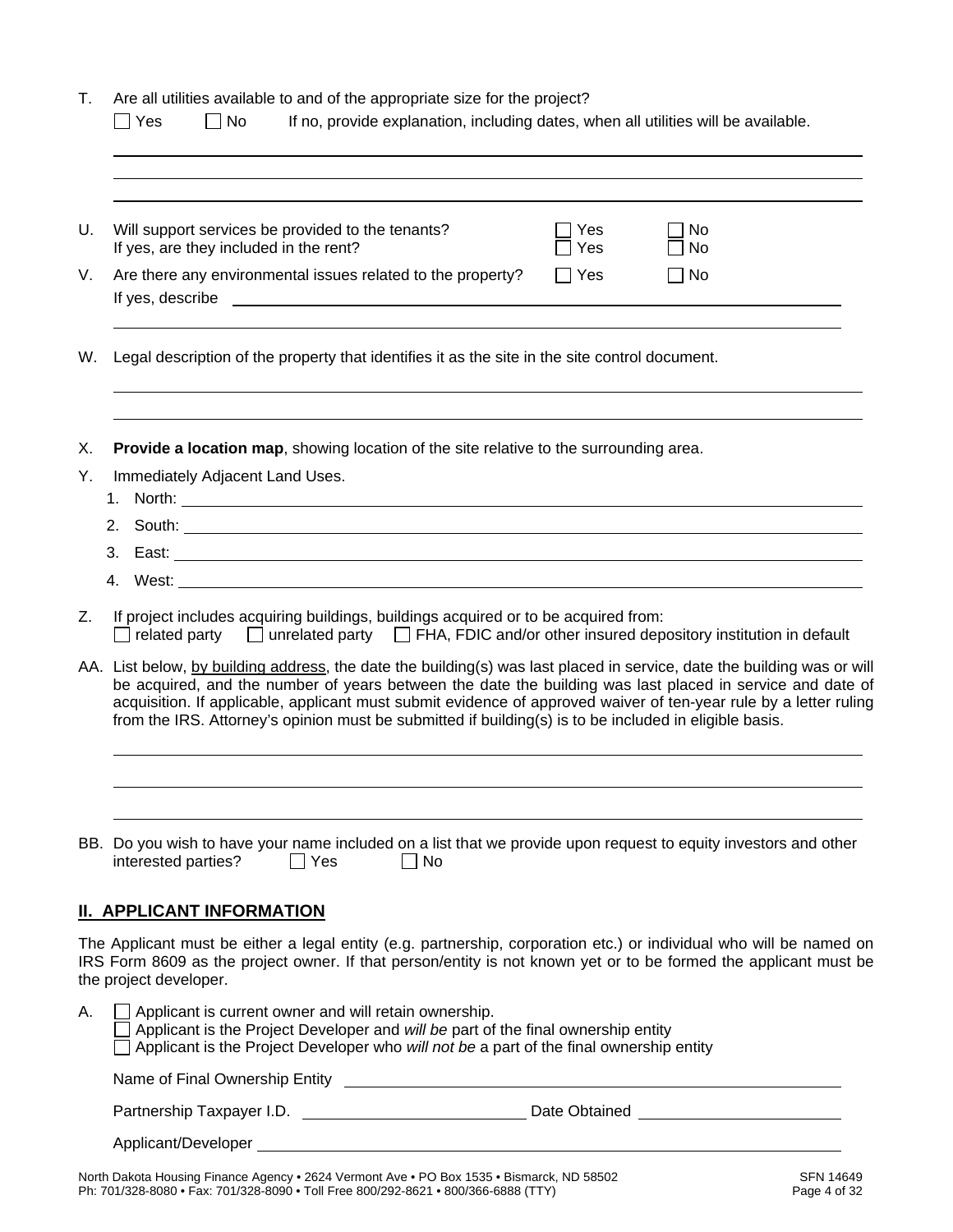T. Are all utilities available to and of the appropriate size for the project?

☐ Yes ☐ No If no, provide explanation, including dates, when all utilities will be available.

U. Will support services be provided to the tenants? ☐ Yes ☐ No

If yes, are they included in the rent? ☐ Yes ☐ No

V. Are there any environmental issues related to the property? ☐ Yes ☐ No

If yes, describe

W. Legal description of the property that identifies it as the site in the site control document.

X. **Provide a location map**, showing location of the site relative to the surrounding area.

Y. Immediately Adjacent Land Uses.

1. North:
2. South:
3. East:
4. West:

Z. If project includes acquiring buildings, buildings acquired or to be acquired from:

☐ related party ☐ unrelated party ☐ FHA, FDIC and/or other insured depository institution in default

AA. List below, by building address, the date the building(s) was last placed in service, date the building was or will be acquired, and the number of years between the date the building was last placed in service and date of acquisition. If applicable, applicant must submit evidence of approved waiver of ten-year rule by a letter ruling from the IRS. Attorney's opinion must be submitted if building(s) is to be included in eligible basis.

BB. Do you wish to have your name included on a list that we provide upon request to equity investors and other interested parties? ☐ Yes ☐ No

## II. APPLICANT INFORMATION

The Applicant must be either a legal entity (e.g. partnership, corporation etc.) or individual who will be named on IRS Form 8609 as the project owner. If that person/entity is not known yet or to be formed the applicant must be the project developer.

A. ☐ Applicant is current owner and will retain ownership.

☐ Applicant is the Project Developer and *will be* part of the final ownership entity

☐ Applicant is the Project Developer who *will not be* a part of the final ownership entity

Name of Final Ownership Entity

Partnership Taxpayer I.D. Date Obtained

Applicant/Developer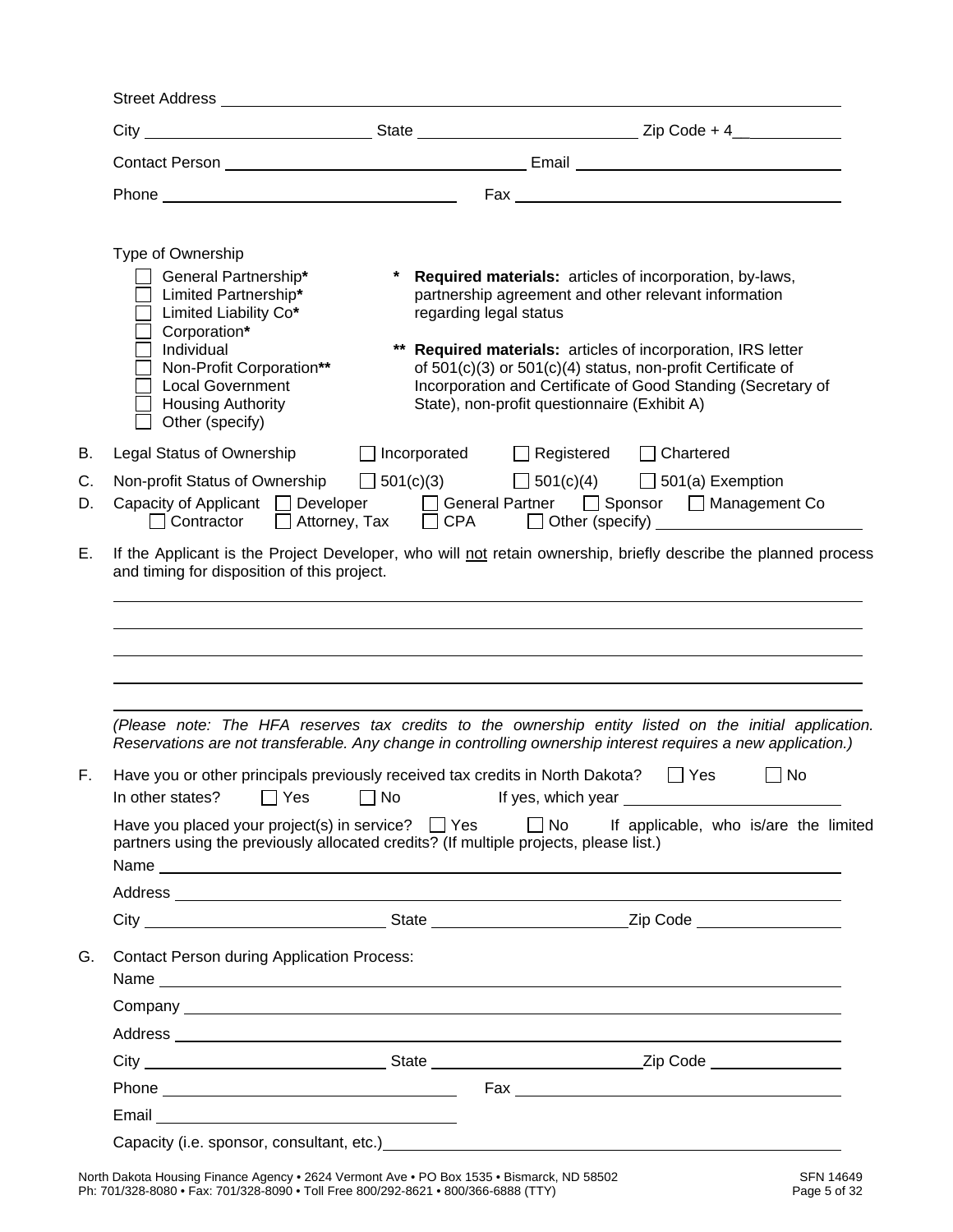Street Address ______________________________________________

City ______________________ State ______________________ Zip Code + 4__ __________

Contact Person ______________________________ Email ______________________________

Phone ______________________________ Fax ______________________________

Type of Ownership

- ☐ General Partnership*
- ☐ Limited Partnership*
- ☐ Limited Liability Co*
- ☐ Corporation*
- ☐ Individual
- ☐ Non-Profit Corporation**
- ☐ Local Government
- ☐ Housing Authority
- ☐ Other (specify)

\* **Required materials:** articles of incorporation, by-laws, partnership agreement and other relevant information regarding legal status

\*\* **Required materials:** articles of incorporation, IRS letter of 501(c)(3) or 501(c)(4) status, non-profit Certificate of Incorporation and Certificate of Good Standing (Secretary of State), non-profit questionnaire (Exhibit A)

B. Legal Status of Ownership ☐ Incorporated ☐ Registered ☐ Chartered

C. Non-profit Status of Ownership ☐ 501(c)(3) ☐ 501(c)(4) ☐ 501(a) Exemption

D. Capacity of Applicant ☐ Developer ☐ General Partner ☐ Sponsor ☐ Management Co ☐ Contractor ☐ Attorney, Tax ☐ CPA ☐ Other (specify) ______________________

E. If the Applicant is the Project Developer, who will not retain ownership, briefly describe the planned process and timing for disposition of this project.

______________________________________________

______________________________________________

______________________________________________

______________________________________________

______________________________________________

*(Please note: The HFA reserves tax credits to the ownership entity listed on the initial application. Reservations are not transferable. Any change in controlling ownership interest requires a new application.)*

F. Have you or other principals previously received tax credits in North Dakota? ☐ Yes ☐ No
In other states? ☐ Yes ☐ No If yes, which year ______________________

Have you placed your project(s) in service? ☐ Yes ☐ No If applicable, who is/are the limited partners using the previously allocated credits? (If multiple projects, please list.)

Name ______________________________________________

Address ______________________________________________

City ______________________ State ______________________ Zip Code ______________

G. Contact Person during Application Process:

Name ______________________________________________

Company ______________________________________________

Address ______________________________________________

City ______________________ State ______________________ Zip Code ______________

Phone ______________________________ Fax ______________________________

Email ______________________________

Capacity (i.e. sponsor, consultant, etc.) ______________________________________________

North Dakota Housing Finance Agency • 2624 Vermont Ave • PO Box 1535 • Bismarck, ND 58502
Ph: 701/328-8080 • Fax: 701/328-8090 • Toll Free 800/292-8621 • 800/366-6888 (TTY)

SFN 14649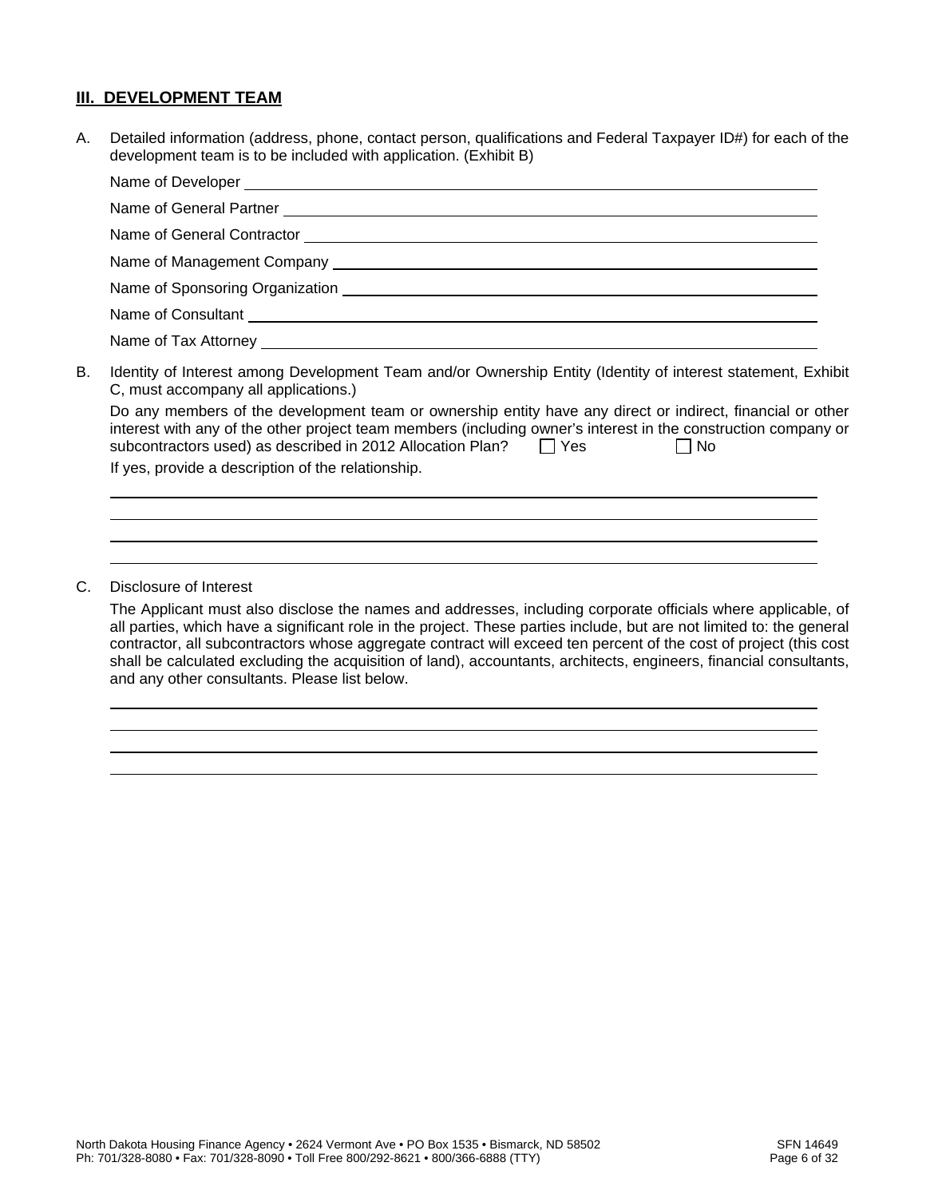## III. DEVELOPMENT TEAM

A. Detailed information (address, phone, contact person, qualifications and Federal Taxpayer ID#) for each of the development team is to be included with application. (Exhibit B)

Name of Developer ______________________________

Name of General Partner ______________________________

Name of General Contractor ______________________________

Name of Management Company ______________________________

Name of Sponsoring Organization ______________________________

Name of Consultant ______________________________

Name of Tax Attorney ______________________________

B. Identity of Interest among Development Team and/or Ownership Entity (Identity of interest statement, Exhibit C, must accompany all applications.)

Do any members of the development team or ownership entity have any direct or indirect, financial or other interest with any of the other project team members (including owner's interest in the construction company or subcontractors used) as described in 2012 Allocation Plan? ☐ Yes ☐ No

If yes, provide a description of the relationship.

______________________________

______________________________

______________________________

______________________________

C. Disclosure of Interest

The Applicant must also disclose the names and addresses, including corporate officials where applicable, of all parties, which have a significant role in the project. These parties include, but are not limited to: the general contractor, all subcontractors whose aggregate contract will exceed ten percent of the cost of project (this cost shall be calculated excluding the acquisition of land), accountants, architects, engineers, financial consultants, and any other consultants. Please list below.

______________________________

______________________________

______________________________

______________________________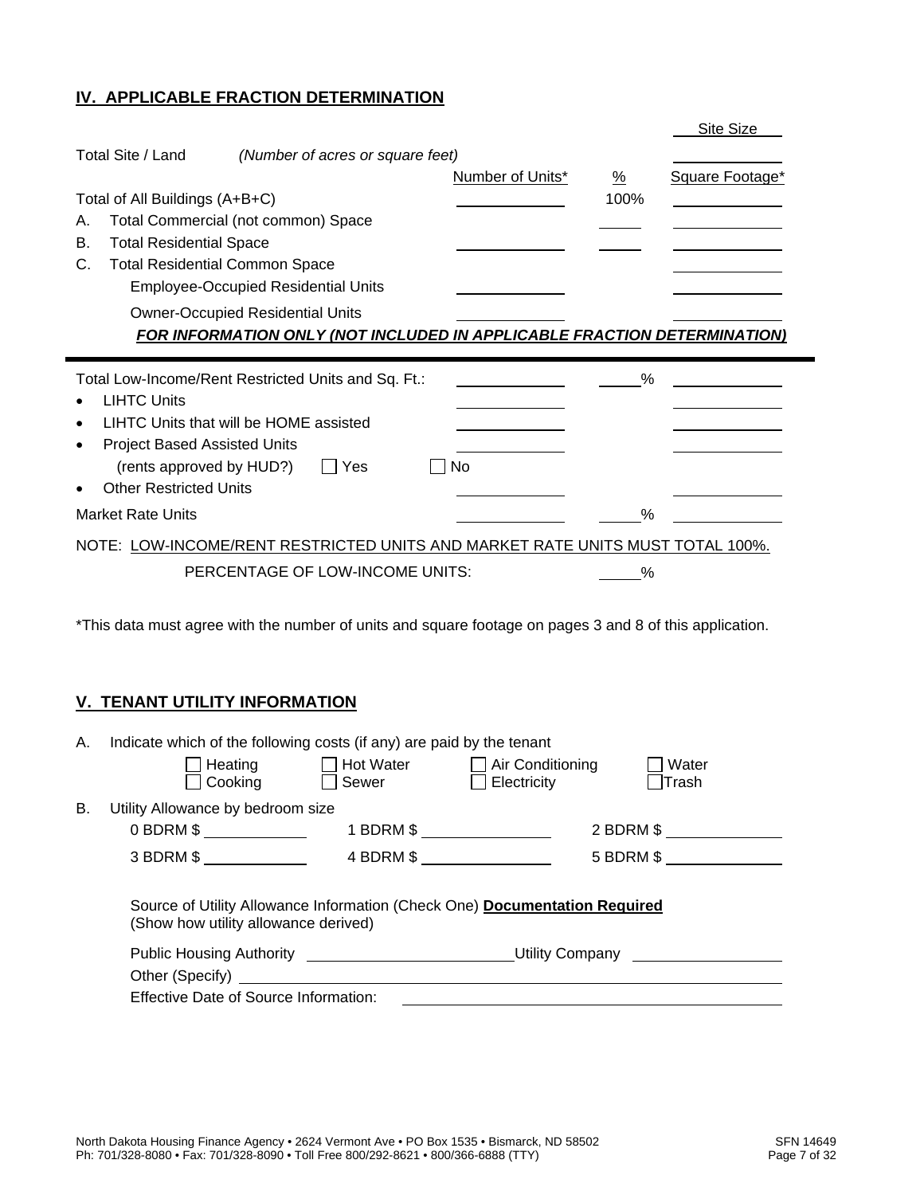## IV. APPLICABLE FRACTION DETERMINATION

| | Number of Units* | % | Site Size / Square Footage* |
|---|---|---|---|
| Total Site / Land *(Number of acres or square feet)* | | | |
| Total of All Buildings (A+B+C) | | 100% | |
| A. Total Commercial (not common) Space | | | |
| B. Total Residential Space | | | |
| C. Total Residential Common Space | | | |
| Employee-Occupied Residential Units | | | |
| Owner-Occupied Residential Units | | | |

***FOR INFORMATION ONLY (NOT INCLUDED IN APPLICABLE FRACTION DETERMINATION)***

| | Number of Units* | % | Square Footage* |
|---|---|---|---|
| Total Low-Income/Rent Restricted Units and Sq. Ft.: | | % | |
| • LIHTC Units | | | |
| • LIHTC Units that will be HOME assisted | | | |
| • Project Based Assisted Units (rents approved by HUD?) ☐ Yes ☐ No | | | |
| • Other Restricted Units | | | |
| Market Rate Units | | % | |

NOTE: <u>LOW-INCOME/RENT RESTRICTED UNITS AND MARKET RATE UNITS MUST TOTAL 100%.</u>

PERCENTAGE OF LOW-INCOME UNITS: _____%

*This data must agree with the number of units and square footage on pages 3 and 8 of this application.

## V. TENANT UTILITY INFORMATION

A. Indicate which of the following costs (if any) are paid by the tenant

☐ Heating ☐ Hot Water ☐ Air Conditioning ☐ Water
☐ Cooking ☐ Sewer ☐ Electricity ☐ Trash

B. Utility Allowance by bedroom size

0 BDRM $ __________ 1 BDRM $ __________ 2 BDRM $ __________

3 BDRM $ __________ 4 BDRM $ __________ 5 BDRM $ __________

Source of Utility Allowance Information (Check One) **Documentation Required**
(Show how utility allowance derived)

Public Housing Authority ____________________ Utility Company ____________________

Other (Specify) ________________________________________

Effective Date of Source Information: ________________________________________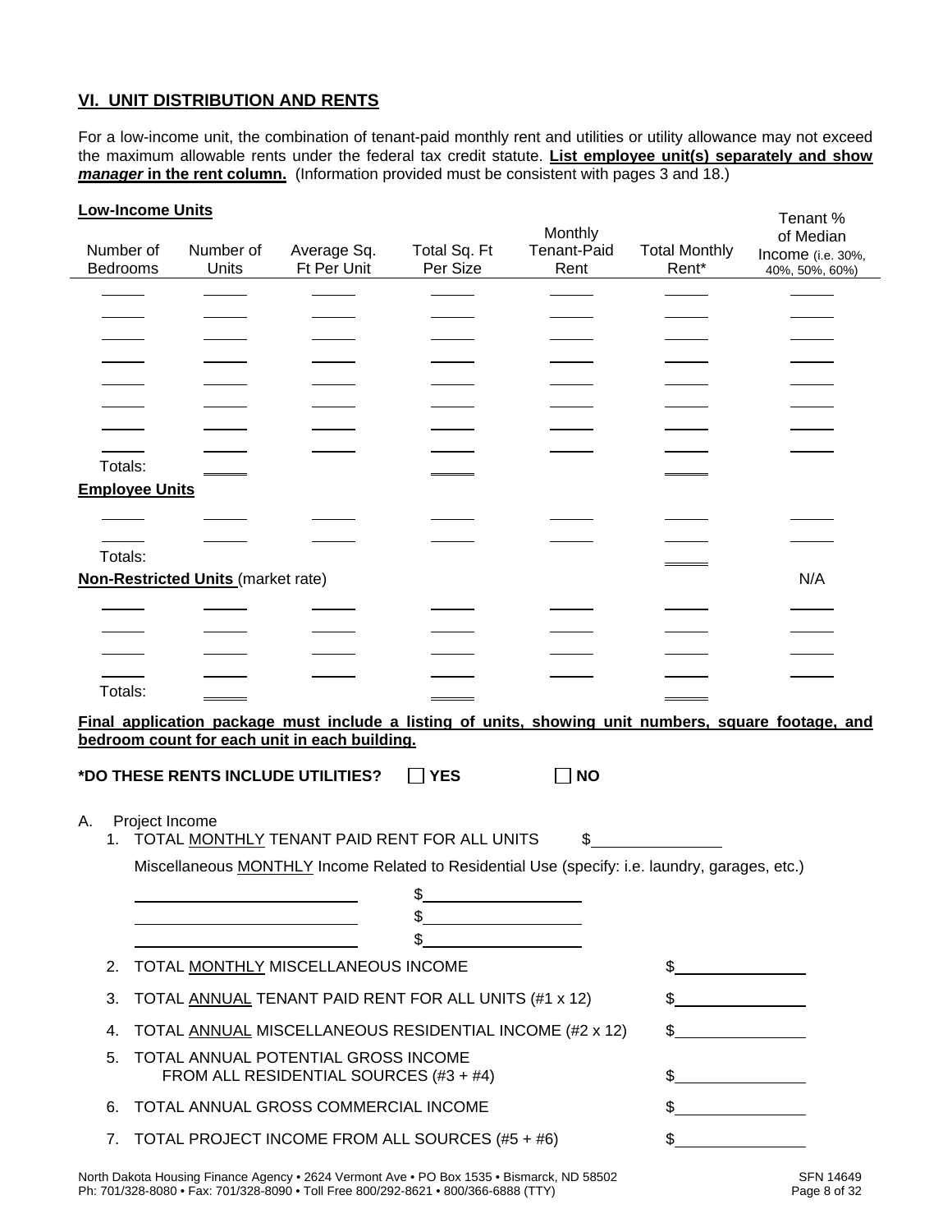## VI. UNIT DISTRIBUTION AND RENTS

For a low-income unit, the combination of tenant-paid monthly rent and utilities or utility allowance may not exceed the maximum allowable rents under the federal tax credit statute. **List employee unit(s) separately and show *manager* in the rent column.** (Information provided must be consistent with pages 3 and 18.)

**Low-Income Units**

| Number of Bedrooms | Number of Units | Average Sq. Ft Per Unit | Total Sq. Ft Per Size | Monthly Tenant-Paid Rent | Total Monthly Rent* | Tenant % of Median Income (i.e. 30%, 40%, 50%, 60%) |
|---|---|---|---|---|---|---|
| | | | | | | |
| | | | | | | |
| | | | | | | |
| | | | | | | |
| | | | | | | |
| | | | | | | |
| | | | | | | |
| | | | | | | |
| Totals: | | | | | | |

**Employee Units**

| Number of Bedrooms | Number of Units | Average Sq. Ft Per Unit | Total Sq. Ft Per Size | Monthly Tenant-Paid Rent | Total Monthly Rent* | Tenant % of Median Income |
|---|---|---|---|---|---|---|
| | | | | | | |
| | | | | | | |
| Totals: | | | | | | |

**Non-Restricted Units** (market rate)

| Number of Bedrooms | Number of Units | Average Sq. Ft Per Unit | Total Sq. Ft Per Size | Monthly Tenant-Paid Rent | Total Monthly Rent* | N/A |
|---|---|---|---|---|---|---|
| | | | | | | |
| | | | | | | |
| | | | | | | |
| | | | | | | |
| Totals: | | | | | | |

**Final application package must include a listing of units, showing unit numbers, square footage, and bedroom count for each unit in each building.**

**\*DO THESE RENTS INCLUDE UTILITIES?** ☐ **YES** ☐ **NO**

A. Project Income

1. TOTAL MONTHLY TENANT PAID RENT FOR ALL UNITS $\_\_\_\_\_\_\_\_\_\_

   Miscellaneous MONTHLY Income Related to Residential Use (specify: i.e. laundry, garages, etc.)

   \_\_\_\_\_\_\_\_\_\_\_\_\_\_\_\_ $\_\_\_\_\_\_\_\_\_\_
   
   \_\_\_\_\_\_\_\_\_\_\_\_\_\_\_\_ $\_\_\_\_\_\_\_\_\_\_
   
   \_\_\_\_\_\_\_\_\_\_\_\_\_\_\_\_ $\_\_\_\_\_\_\_\_\_\_

2. TOTAL MONTHLY MISCELLANEOUS INCOME $\_\_\_\_\_\_\_\_\_\_
3. TOTAL ANNUAL TENANT PAID RENT FOR ALL UNITS (#1 x 12) $\_\_\_\_\_\_\_\_\_\_
4. TOTAL ANNUAL MISCELLANEOUS RESIDENTIAL INCOME (#2 x 12) $\_\_\_\_\_\_\_\_\_\_
5. TOTAL ANNUAL POTENTIAL GROSS INCOME FROM ALL RESIDENTIAL SOURCES (#3 + #4) $\_\_\_\_\_\_\_\_\_\_
6. TOTAL ANNUAL GROSS COMMERCIAL INCOME $\_\_\_\_\_\_\_\_\_\_
7. TOTAL PROJECT INCOME FROM ALL SOURCES (#5 + #6) $\_\_\_\_\_\_\_\_\_\_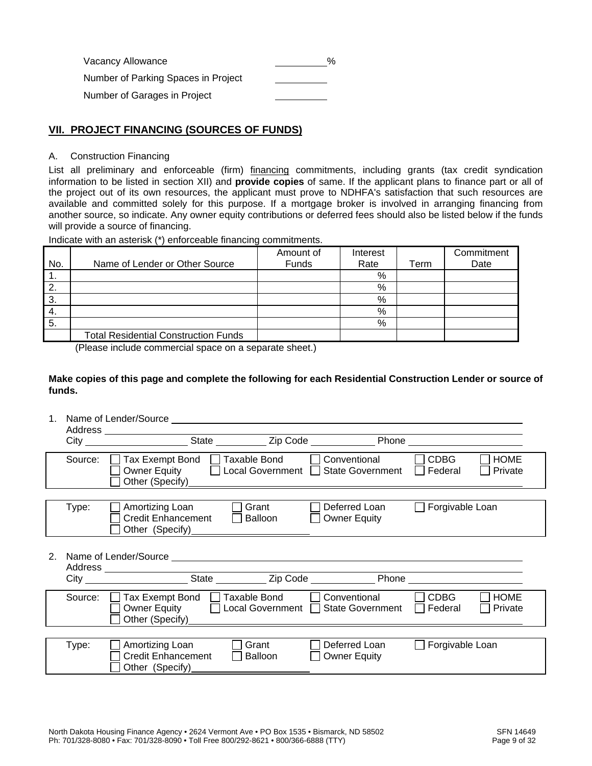Vacancy Allowance ________%

Number of Parking Spaces in Project ________

Number of Garages in Project ________

## VII. PROJECT FINANCING (SOURCES OF FUNDS)

A. Construction Financing

List all preliminary and enforceable (firm) financing commitments, including grants (tax credit syndication information to be listed in section XII) and **provide copies** of same. If the applicant plans to finance part or all of the project out of its own resources, the applicant must prove to NDHFA's satisfaction that such resources are available and committed solely for this purpose. If a mortgage broker is involved in arranging financing from another source, so indicate. Any owner equity contributions or deferred fees should also be listed below if the funds will provide a source of financing.

Indicate with an asterisk (*) enforceable financing commitments.

| No. | Name of Lender or Other Source | Amount of Funds | Interest Rate | Term | Commitment Date |
|---|---|---|---|---|---|
| 1. | | | % | | |
| 2. | | | % | | |
| 3. | | | % | | |
| 4. | | | % | | |
| 5. | | | % | | |
| | Total Residential Construction Funds | | | | |

(Please include commercial space on a separate sheet.)

**Make copies of this page and complete the following for each Residential Construction Lender or source of funds.**

1. Name of Lender/Source ________________
   Address ________________
   City ________ State ________ Zip Code ________ Phone ________

Source: ☐ Tax Exempt Bond ☐ Taxable Bond ☐ Conventional ☐ CDBG ☐ HOME ☐ Owner Equity ☐ Local Government ☐ State Government ☐ Federal ☐ Private ☐ Other (Specify)________________

Type: ☐ Amortizing Loan ☐ Grant ☐ Deferred Loan ☐ Forgivable Loan ☐ Credit Enhancement ☐ Balloon ☐ Owner Equity ☐ Other (Specify)________________

2. Name of Lender/Source ________________
   Address ________________
   City ________ State ________ Zip Code ________ Phone ________

Source: ☐ Tax Exempt Bond ☐ Taxable Bond ☐ Conventional ☐ CDBG ☐ HOME ☐ Owner Equity ☐ Local Government ☐ State Government ☐ Federal ☐ Private ☐ Other (Specify)________________

Type: ☐ Amortizing Loan ☐ Grant ☐ Deferred Loan ☐ Forgivable Loan ☐ Credit Enhancement ☐ Balloon ☐ Owner Equity ☐ Other (Specify)________________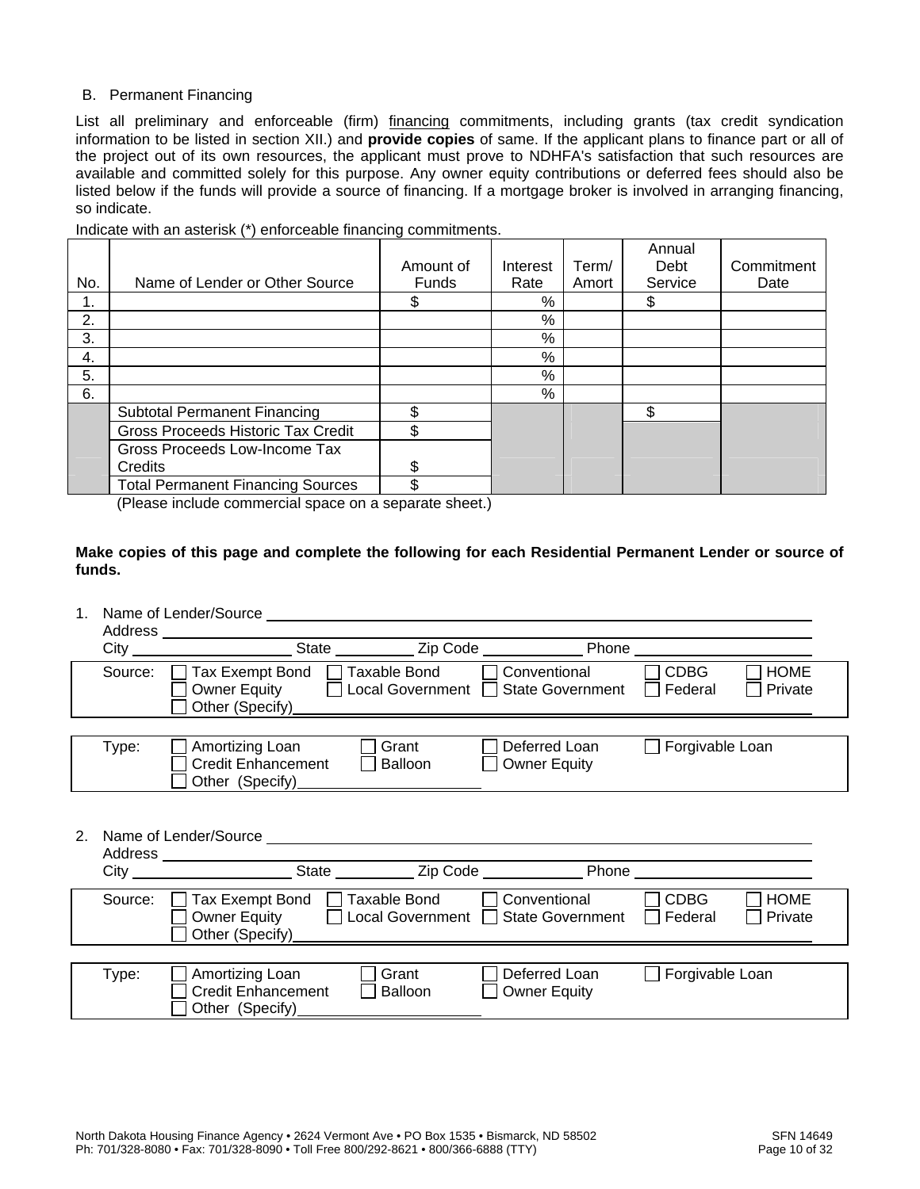B. Permanent Financing

List all preliminary and enforceable (firm) financing commitments, including grants (tax credit syndication information to be listed in section XII.) and **provide copies** of same. If the applicant plans to finance part or all of the project out of its own resources, the applicant must prove to NDHFA's satisfaction that such resources are available and committed solely for this purpose. Any owner equity contributions or deferred fees should also be listed below if the funds will provide a source of financing. If a mortgage broker is involved in arranging financing, so indicate.

Indicate with an asterisk (*) enforceable financing commitments.

| No. | Name of Lender or Other Source | Amount of Funds | Interest Rate | Term/ Amort | Annual Debt Service | Commitment Date |
|---|---|---|---|---|---|---|
| 1. | | $ | % | | $ | |
| 2. | | | % | | | |
| 3. | | | % | | | |
| 4. | | | % | | | |
| 5. | | | % | | | |
| 6. | | | % | | | |
| | Subtotal Permanent Financing | $ | | | $ | |
| | Gross Proceeds Historic Tax Credit | $ | | | | |
| | Gross Proceeds Low-Income Tax Credits | $ | | | | |
| | Total Permanent Financing Sources | $ | | | | |

(Please include commercial space on a separate sheet.)

**Make copies of this page and complete the following for each Residential Permanent Lender or source of funds.**

1. Name of Lender/Source ______________________________
   Address ______________________________
   City ____________ State ________ Zip Code ________ Phone ____________

   Source: ☐ Tax Exempt Bond ☐ Taxable Bond ☐ Conventional ☐ CDBG ☐ HOME ☐ Owner Equity ☐ Local Government ☐ State Government ☐ Federal ☐ Private ☐ Other (Specify) ______________________________

   Type: ☐ Amortizing Loan ☐ Grant ☐ Deferred Loan ☐ Forgivable Loan ☐ Credit Enhancement ☐ Balloon ☐ Owner Equity ☐ Other (Specify) ______________

2. Name of Lender/Source ______________________________
   Address ______________________________
   City ____________ State ________ Zip Code ________ Phone ____________

   Source: ☐ Tax Exempt Bond ☐ Taxable Bond ☐ Conventional ☐ CDBG ☐ HOME ☐ Owner Equity ☐ Local Government ☐ State Government ☐ Federal ☐ Private ☐ Other (Specify) ______________________________

   Type: ☐ Amortizing Loan ☐ Grant ☐ Deferred Loan ☐ Forgivable Loan ☐ Credit Enhancement ☐ Balloon ☐ Owner Equity ☐ Other (Specify) ______________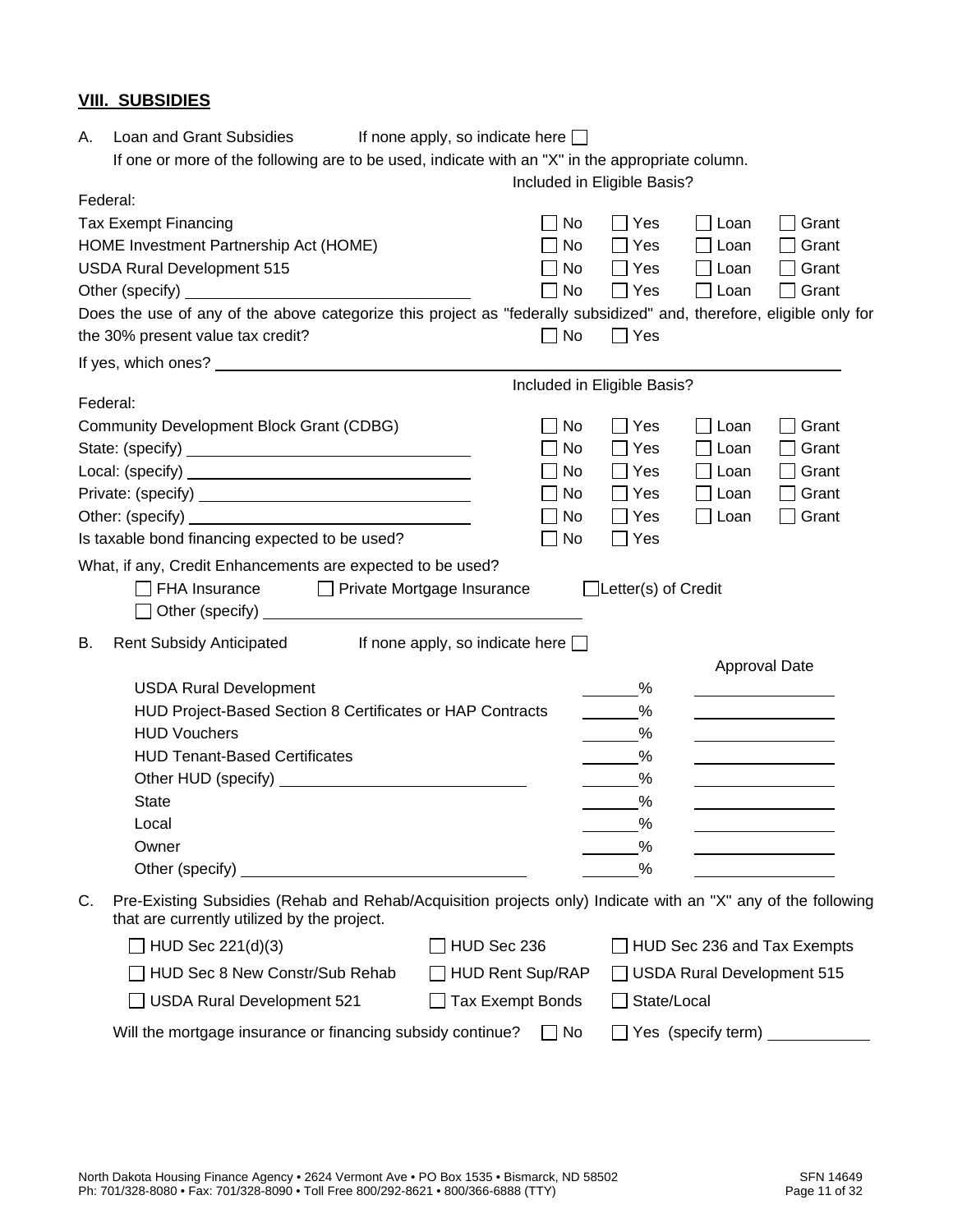## VIII. SUBSIDIES

A. Loan and Grant Subsidies  If none apply, so indicate here ☐

If one or more of the following are to be used, indicate with an "X" in the appropriate column.

| Federal: | Included in Eligible Basis? | | | |
|---|---|---|---|---|
| Tax Exempt Financing | ☐ No | ☐ Yes | ☐ Loan | ☐ Grant |
| HOME Investment Partnership Act (HOME) | ☐ No | ☐ Yes | ☐ Loan | ☐ Grant |
| USDA Rural Development 515 | ☐ No | ☐ Yes | ☐ Loan | ☐ Grant |
| Other (specify) ______________________ | ☐ No | ☐ Yes | ☐ Loan | ☐ Grant |

Does the use of any of the above categorize this project as "federally subsidized" and, therefore, eligible only for the 30% present value tax credit? ☐ No ☐ Yes

If yes, which ones? ______________________________________________

| Federal: | Included in Eligible Basis? | | | |
|---|---|---|---|---|
| Community Development Block Grant (CDBG) | ☐ No | ☐ Yes | ☐ Loan | ☐ Grant |
| State: (specify) ______________________ | ☐ No | ☐ Yes | ☐ Loan | ☐ Grant |
| Local: (specify) ______________________ | ☐ No | ☐ Yes | ☐ Loan | ☐ Grant |
| Private: (specify) ______________________ | ☐ No | ☐ Yes | ☐ Loan | ☐ Grant |
| Other: (specify) ______________________ | ☐ No | ☐ Yes | ☐ Loan | ☐ Grant |
| Is taxable bond financing expected to be used? | ☐ No | ☐ Yes | | |

What, if any, Credit Enhancements are expected to be used?

☐ FHA Insurance  ☐ Private Mortgage Insurance  ☐ Letter(s) of Credit

☐ Other (specify) ______________________

B. Rent Subsidy Anticipated  If none apply, so indicate here ☐

| | | Approval Date |
|---|---|---|
| USDA Rural Development | ______% | ____________ |
| HUD Project-Based Section 8 Certificates or HAP Contracts | ______% | ____________ |
| HUD Vouchers | ______% | ____________ |
| HUD Tenant-Based Certificates | ______% | ____________ |
| Other HUD (specify) ______________________ | ______% | ____________ |
| State | ______% | ____________ |
| Local | ______% | ____________ |
| Owner | ______% | ____________ |
| Other (specify) ______________________ | ______% | ____________ |

C. Pre-Existing Subsidies (Rehab and Rehab/Acquisition projects only) Indicate with an "X" any of the following that are currently utilized by the project.

| | | |
|---|---|---|
| ☐ HUD Sec 221(d)(3) | ☐ HUD Sec 236 | ☐ HUD Sec 236 and Tax Exempts |
| ☐ HUD Sec 8 New Constr/Sub Rehab | ☐ HUD Rent Sup/RAP | ☐ USDA Rural Development 515 |
| ☐ USDA Rural Development 521 | ☐ Tax Exempt Bonds | ☐ State/Local |

Will the mortgage insurance or financing subsidy continue? ☐ No ☐ Yes (specify term) ____________

North Dakota Housing Finance Agency • 2624 Vermont Ave • PO Box 1535 • Bismarck, ND 58502
Ph: 701/328-8080 • Fax: 701/328-8090 • Toll Free 800/292-8621 • 800/366-6888 (TTY)

SFN 14649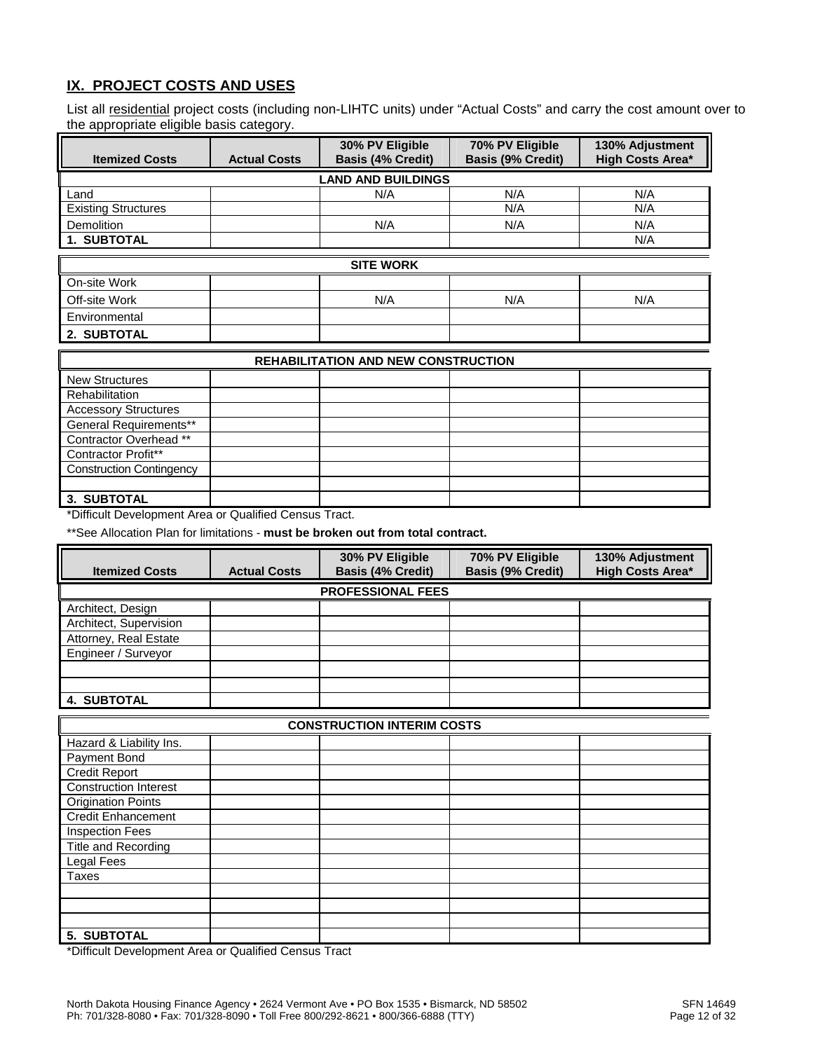## IX. PROJECT COSTS AND USES

List all residential project costs (including non-LIHTC units) under "Actual Costs" and carry the cost amount over to the appropriate eligible basis category.

| Itemized Costs | Actual Costs | 30% PV Eligible Basis (4% Credit) | 70% PV Eligible Basis (9% Credit) | 130% Adjustment High Costs Area* |
|---|---|---|---|---|
| **LAND AND BUILDINGS** | | | | |
| Land | | N/A | N/A | N/A |
| Existing Structures | | | N/A | N/A |
| Demolition | | N/A | N/A | N/A |
| **1. SUBTOTAL** | | | | N/A |
| **SITE WORK** | | | | |
| On-site Work | | | | |
| Off-site Work | | N/A | N/A | N/A |
| Environmental | | | | |
| **2. SUBTOTAL** | | | | |
| **REHABILITATION AND NEW CONSTRUCTION** | | | | |
| New Structures | | | | |
| Rehabilitation | | | | |
| Accessory Structures | | | | |
| General Requirements** | | | | |
| Contractor Overhead ** | | | | |
| Contractor Profit** | | | | |
| Construction Contingency | | | | |
| | | | | |
| **3. SUBTOTAL** | | | | |

*Difficult Development Area or Qualified Census Tract.

**See Allocation Plan for limitations - **must be broken out from total contract.**

| Itemized Costs | Actual Costs | 30% PV Eligible Basis (4% Credit) | 70% PV Eligible Basis (9% Credit) | 130% Adjustment High Costs Area* |
|---|---|---|---|---|
| **PROFESSIONAL FEES** | | | | |
| Architect, Design | | | | |
| Architect, Supervision | | | | |
| Attorney, Real Estate | | | | |
| Engineer / Surveyor | | | | |
| | | | | |
| | | | | |
| **4. SUBTOTAL** | | | | |
| **CONSTRUCTION INTERIM COSTS** | | | | |
| Hazard & Liability Ins. | | | | |
| Payment Bond | | | | |
| Credit Report | | | | |
| Construction Interest | | | | |
| Origination Points | | | | |
| Credit Enhancement | | | | |
| Inspection Fees | | | | |
| Title and Recording | | | | |
| Legal Fees | | | | |
| Taxes | | | | |
| | | | | |
| | | | | |
| | | | | |
| **5. SUBTOTAL** | | | | |

*Difficult Development Area or Qualified Census Tract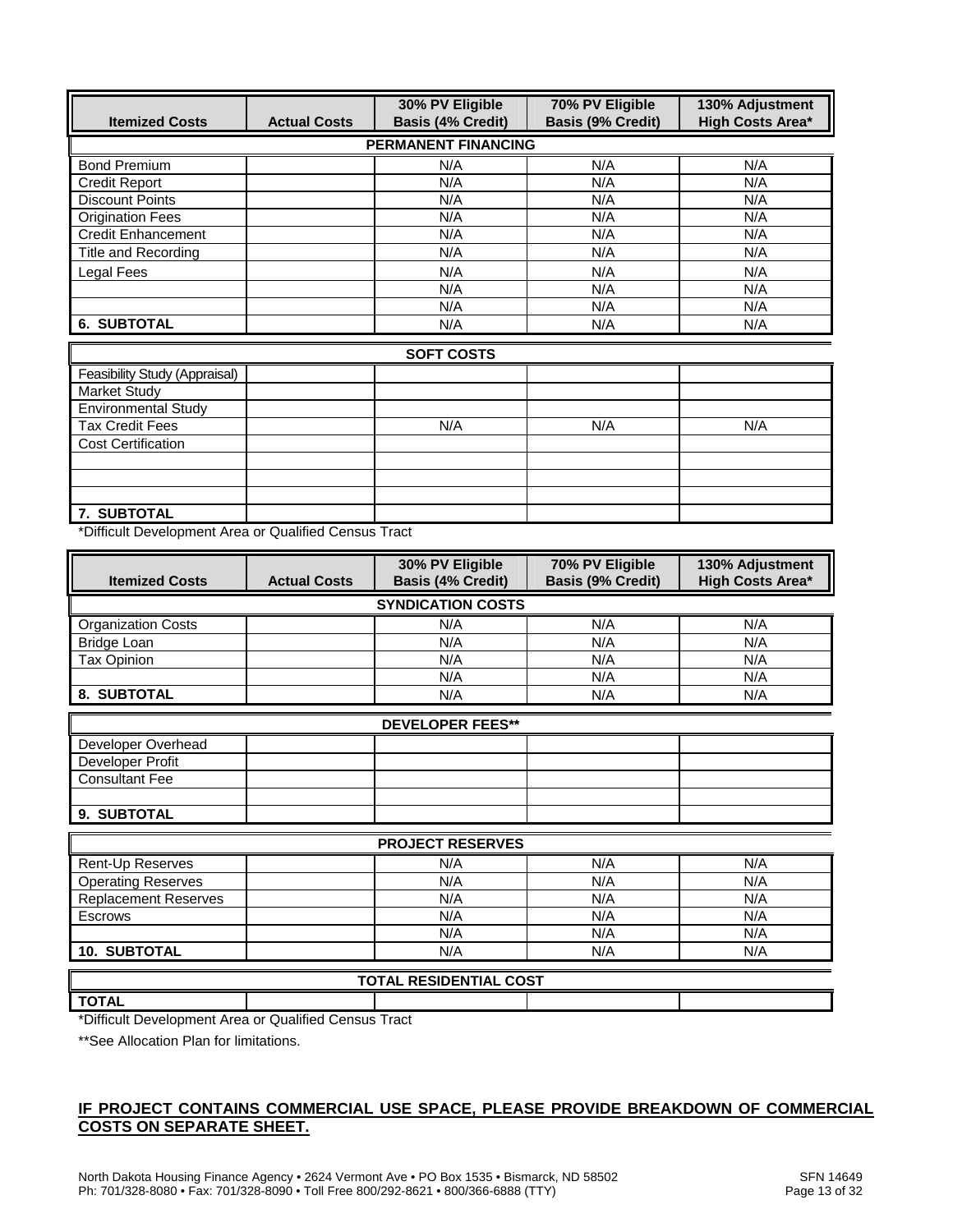| Itemized Costs | Actual Costs | 30% PV Eligible Basis (4% Credit) | 70% PV Eligible Basis (9% Credit) | 130% Adjustment High Costs Area* |
|---|---|---|---|---|
| **PERMANENT FINANCING** | | | | |
| Bond Premium | | N/A | N/A | N/A |
| Credit Report | | N/A | N/A | N/A |
| Discount Points | | N/A | N/A | N/A |
| Origination Fees | | N/A | N/A | N/A |
| Credit Enhancement | | N/A | N/A | N/A |
| Title and Recording | | N/A | N/A | N/A |
| Legal Fees | | N/A | N/A | N/A |
| | | N/A | N/A | N/A |
| | | N/A | N/A | N/A |
| **6. SUBTOTAL** | | N/A | N/A | N/A |
| **SOFT COSTS** | | | | |
| Feasibility Study (Appraisal) | | | | |
| Market Study | | | | |
| Environmental Study | | | | |
| Tax Credit Fees | | N/A | N/A | N/A |
| Cost Certification | | | | |
| | | | | |
| | | | | |
| | | | | |
| **7. SUBTOTAL** | | | | |

*Difficult Development Area or Qualified Census Tract

| Itemized Costs | Actual Costs | 30% PV Eligible Basis (4% Credit) | 70% PV Eligible Basis (9% Credit) | 130% Adjustment High Costs Area* |
|---|---|---|---|---|
| **SYNDICATION COSTS** | | | | |
| Organization Costs | | N/A | N/A | N/A |
| Bridge Loan | | N/A | N/A | N/A |
| Tax Opinion | | N/A | N/A | N/A |
| | | N/A | N/A | N/A |
| **8. SUBTOTAL** | | N/A | N/A | N/A |
| **DEVELOPER FEES**** | | | | |
| Developer Overhead | | | | |
| Developer Profit | | | | |
| Consultant Fee | | | | |
| | | | | |
| **9. SUBTOTAL** | | | | |
| **PROJECT RESERVES** | | | | |
| Rent-Up Reserves | | N/A | N/A | N/A |
| Operating Reserves | | N/A | N/A | N/A |
| Replacement Reserves | | N/A | N/A | N/A |
| Escrows | | N/A | N/A | N/A |
| | | N/A | N/A | N/A |
| **10. SUBTOTAL** | | N/A | N/A | N/A |
| **TOTAL RESIDENTIAL COST** | | | | |
| **TOTAL** | | | | |

*Difficult Development Area or Qualified Census Tract

**See Allocation Plan for limitations.

**IF PROJECT CONTAINS COMMERCIAL USE SPACE, PLEASE PROVIDE BREAKDOWN OF COMMERCIAL COSTS ON SEPARATE SHEET.**

North Dakota Housing Finance Agency • 2624 Vermont Ave • PO Box 1535 • Bismarck, ND 58502
Ph: 701/328-8080 • Fax: 701/328-8090 • Toll Free 800/292-8621 • 800/366-6888 (TTY)

SFN 14649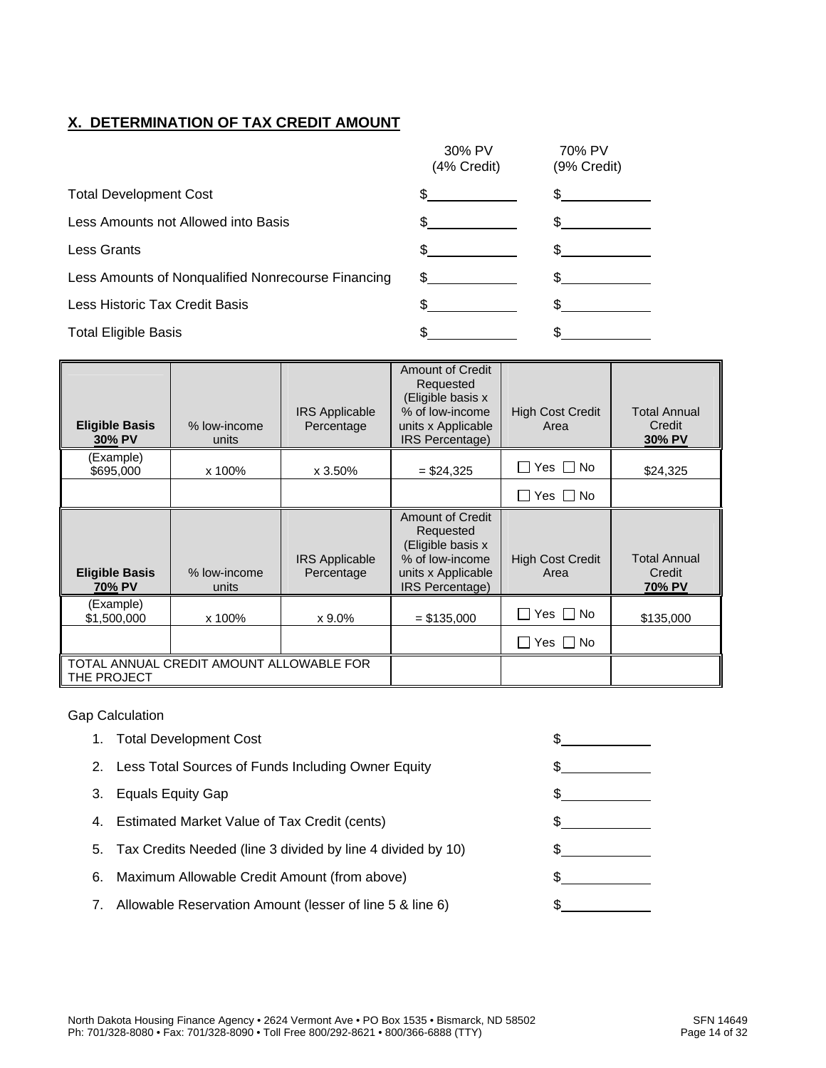## X. DETERMINATION OF TAX CREDIT AMOUNT

| | 30% PV (4% Credit) | 70% PV (9% Credit) |
|---|---|---|
| Total Development Cost | $ | $ |
| Less Amounts not Allowed into Basis | $ | $ |
| Less Grants | $ | $ |
| Less Amounts of Nonqualified Nonrecourse Financing | $ | $ |
| Less Historic Tax Credit Basis | $ | $ |
| Total Eligible Basis | $ | $ |

| **Eligible Basis 30% PV** | % low-income units | IRS Applicable Percentage | Amount of Credit Requested (Eligible basis x % of low-income units x Applicable IRS Percentage) | High Cost Credit Area | Total Annual Credit **30% PV** |
|---|---|---|---|---|---|
| (Example) $695,000 | x 100% | x 3.50% | = $24,325 | ☐ Yes ☐ No | $24,325 |
| | | | | ☐ Yes ☐ No | |
| **Eligible Basis 70% PV** | % low-income units | IRS Applicable Percentage | Amount of Credit Requested (Eligible basis x % of low-income units x Applicable IRS Percentage) | High Cost Credit Area | Total Annual Credit **70% PV** |
| (Example) $1,500,000 | x 100% | x 9.0% | = $135,000 | ☐ Yes ☐ No | $135,000 |
| | | | | ☐ Yes ☐ No | |
| TOTAL ANNUAL CREDIT AMOUNT ALLOWABLE FOR THE PROJECT | | | | | |

Gap Calculation

1. Total Development Cost $
2. Less Total Sources of Funds Including Owner Equity $
3. Equals Equity Gap $
4. Estimated Market Value of Tax Credit (cents) $
5. Tax Credits Needed (line 3 divided by line 4 divided by 10) $
6. Maximum Allowable Credit Amount (from above) $
7. Allowable Reservation Amount (lesser of line 5 & line 6) $

North Dakota Housing Finance Agency • 2624 Vermont Ave • PO Box 1535 • Bismarck, ND 58502
Ph: 701/328-8080 • Fax: 701/328-8090 • Toll Free 800/292-8621 • 800/366-6888 (TTY)

SFN 14649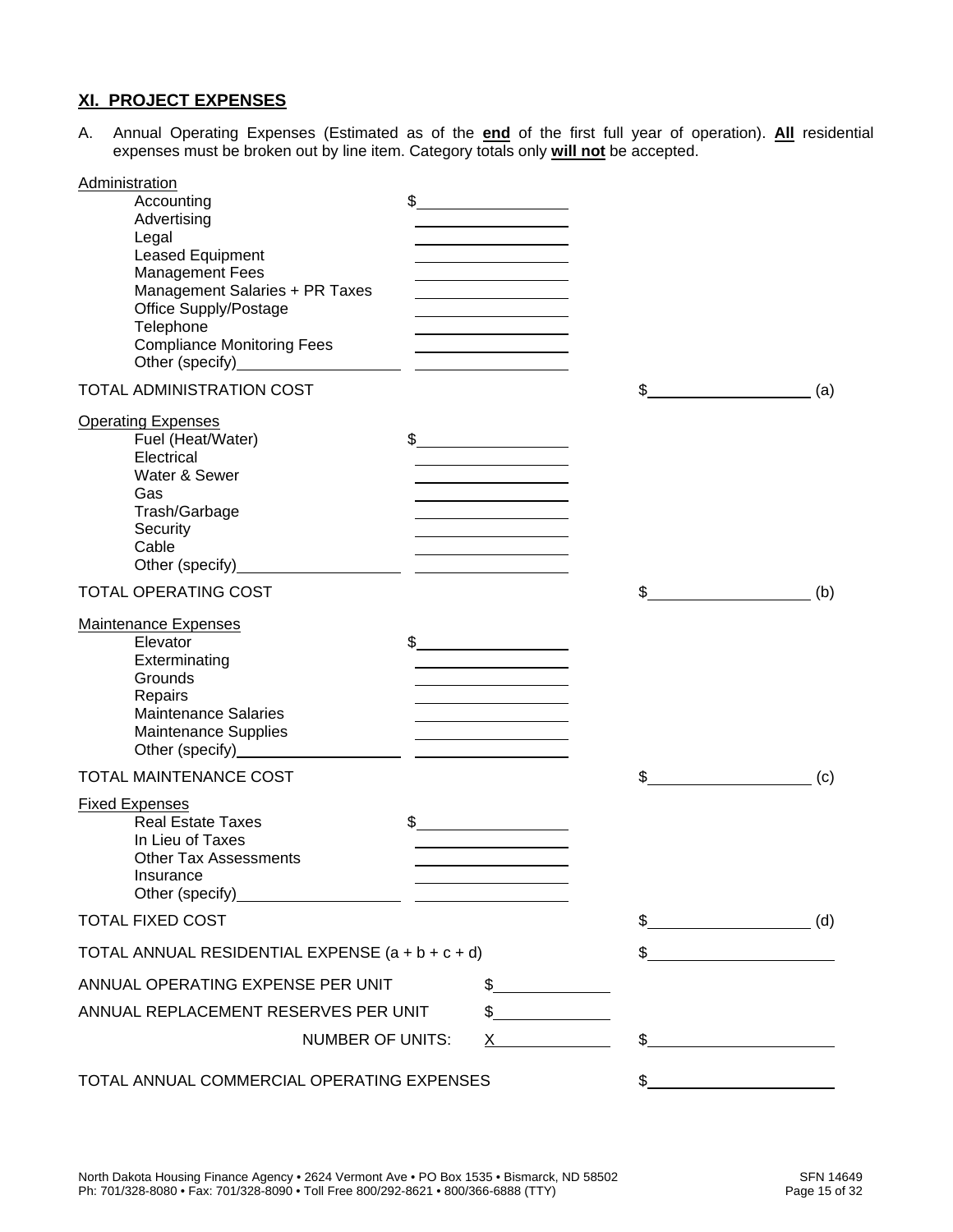## XI. PROJECT EXPENSES

A. Annual Operating Expenses (Estimated as of the **end** of the first full year of operation). **All** residential expenses must be broken out by line item. Category totals only **will not** be accepted.

| | | |
|---|---|---|
| Administration | | |
| Accounting | $ | |
| Advertising | | |
| Legal | | |
| Leased Equipment | | |
| Management Fees | | |
| Management Salaries + PR Taxes | | |
| Office Supply/Postage | | |
| Telephone | | |
| Compliance Monitoring Fees | | |
| Other (specify) | | |
| TOTAL ADMINISTRATION COST | | $ (a) |
| Operating Expenses | | |
| Fuel (Heat/Water) | $ | |
| Electrical | | |
| Water & Sewer | | |
| Gas | | |
| Trash/Garbage | | |
| Security | | |
| Cable | | |
| Other (specify) | | |
| TOTAL OPERATING COST | | $ (b) |
| Maintenance Expenses | | |
| Elevator | $ | |
| Exterminating | | |
| Grounds | | |
| Repairs | | |
| Maintenance Salaries | | |
| Maintenance Supplies | | |
| Other (specify) | | |
| TOTAL MAINTENANCE COST | | $ (c) |
| Fixed Expenses | | |
| Real Estate Taxes | $ | |
| In Lieu of Taxes | | |
| Other Tax Assessments | | |
| Insurance | | |
| Other (specify) | | |
| TOTAL FIXED COST | | $ (d) |
| TOTAL ANNUAL RESIDENTIAL EXPENSE (a + b + c + d) | | $ |
| ANNUAL OPERATING EXPENSE PER UNIT | $ | |
| ANNUAL REPLACEMENT RESERVES PER UNIT | $ | |
| NUMBER OF UNITS: | X | $ |
| TOTAL ANNUAL COMMERCIAL OPERATING EXPENSES | | $ |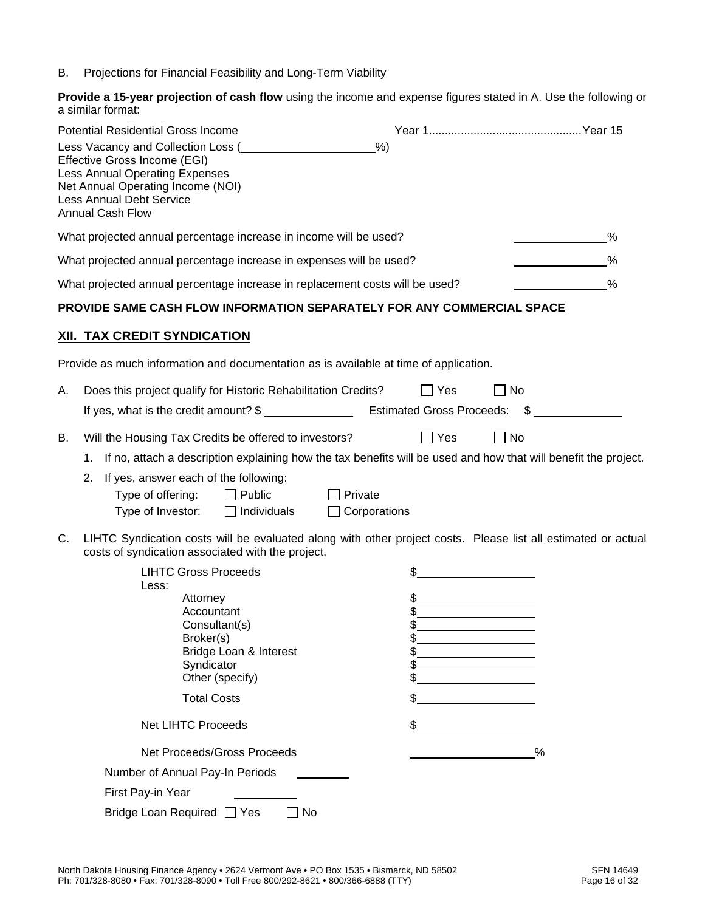B. Projections for Financial Feasibility and Long-Term Viability

**Provide a 15-year projection of cash flow** using the income and expense figures stated in A. Use the following or a similar format:

| | Year 1................................................Year 15 |
|---|---|
| Potential Residential Gross Income | |
| Less Vacancy and Collection Loss (\_\_\_\_\_\_\_\_\_\_\_\_\_\_%) | |
| Effective Gross Income (EGI) | |
| Less Annual Operating Expenses | |
| Net Annual Operating Income (NOI) | |
| Less Annual Debt Service | |
| Annual Cash Flow | |

What projected annual percentage increase in income will be used? \_\_\_\_\_\_\_\_\_\_%

What projected annual percentage increase in expenses will be used? \_\_\_\_\_\_\_\_\_\_%

What projected annual percentage increase in replacement costs will be used? \_\_\_\_\_\_\_\_\_\_%

**PROVIDE SAME CASH FLOW INFORMATION SEPARATELY FOR ANY COMMERCIAL SPACE**

## XII. TAX CREDIT SYNDICATION

Provide as much information and documentation as is available at time of application.

A. Does this project qualify for Historic Rehabilitation Credits? ☐ Yes ☐ No

If yes, what is the credit amount? $ \_\_\_\_\_\_\_\_\_\_ Estimated Gross Proceeds: $ \_\_\_\_\_\_\_\_\_\_

B. Will the Housing Tax Credits be offered to investors? ☐ Yes ☐ No

1. If no, attach a description explaining how the tax benefits will be used and how that will benefit the project.
2. If yes, answer each of the following:
   - Type of offering: ☐ Public ☐ Private
   - Type of Investor: ☐ Individuals ☐ Corporations

C. LIHTC Syndication costs will be evaluated along with other project costs. Please list all estimated or actual costs of syndication associated with the project.

| | |
|---|---|
| LIHTC Gross Proceeds | $\_\_\_\_\_\_\_\_\_\_ |
| Less: | |
| Attorney | $\_\_\_\_\_\_\_\_\_\_ |
| Accountant | $\_\_\_\_\_\_\_\_\_\_ |
| Consultant(s) | $\_\_\_\_\_\_\_\_\_\_ |
| Broker(s) | $\_\_\_\_\_\_\_\_\_\_ |
| Bridge Loan & Interest | $\_\_\_\_\_\_\_\_\_\_ |
| Syndicator | $\_\_\_\_\_\_\_\_\_\_ |
| Other (specify) | $\_\_\_\_\_\_\_\_\_\_ |
| Total Costs | $\_\_\_\_\_\_\_\_\_\_ |
| Net LIHTC Proceeds | $\_\_\_\_\_\_\_\_\_\_ |
| Net Proceeds/Gross Proceeds | \_\_\_\_\_\_\_\_\_\_% |

Number of Annual Pay-In Periods \_\_\_\_\_\_\_\_

First Pay-in Year \_\_\_\_\_\_\_\_

Bridge Loan Required ☐ Yes ☐ No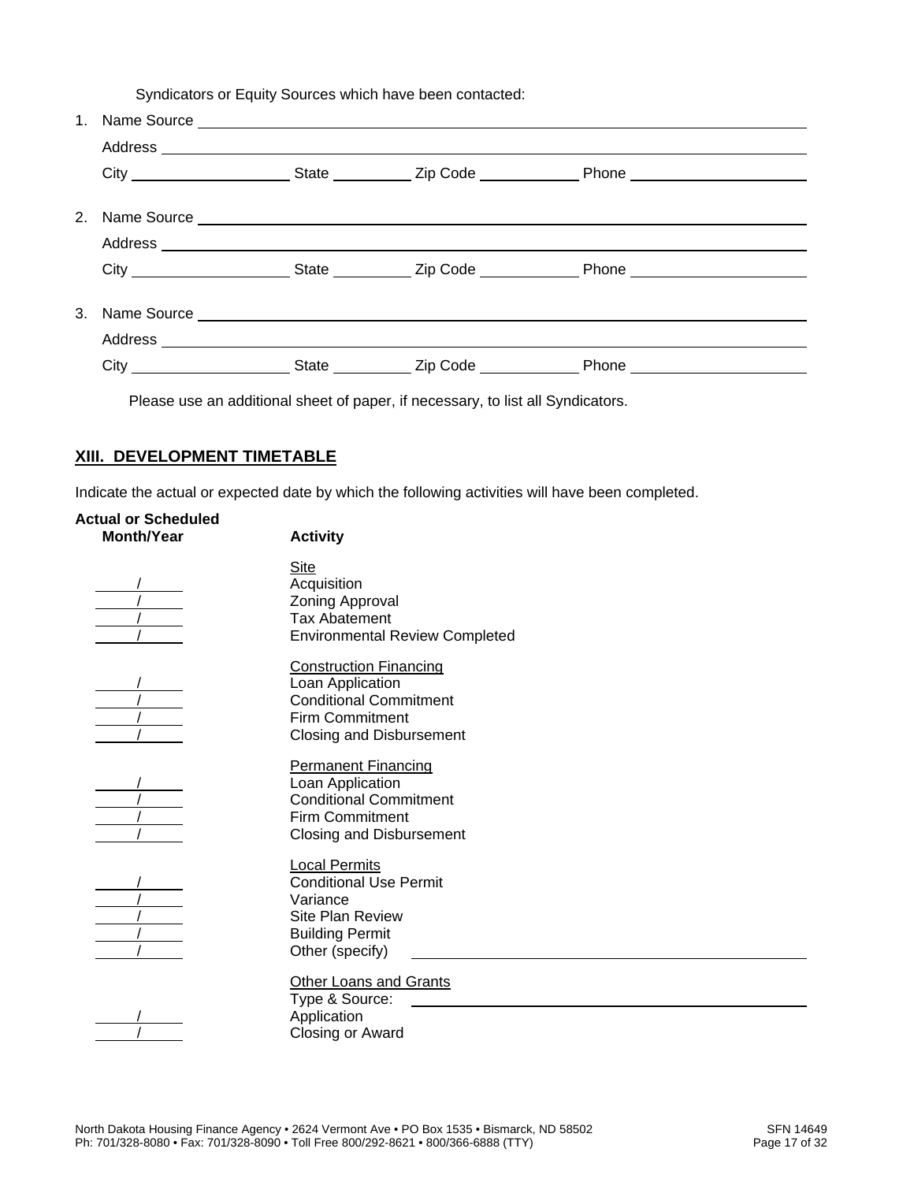Syndicators or Equity Sources which have been contacted:

1. Name Source \_\_\_\_\_\_\_\_\_\_\_\_\_\_\_\_\_\_\_\_\_\_\_\_\_\_\_\_\_\_\_\_\_\_\_\_\_\_\_\_
   Address \_\_\_\_\_\_\_\_\_\_\_\_\_\_\_\_\_\_\_\_\_\_\_\_\_\_\_\_\_\_\_\_\_\_\_\_\_\_\_\_
   City \_\_\_\_\_\_\_\_\_\_\_\_ State \_\_\_\_\_\_ Zip Code \_\_\_\_\_\_\_ Phone \_\_\_\_\_\_\_\_\_\_\_\_

2. Name Source \_\_\_\_\_\_\_\_\_\_\_\_\_\_\_\_\_\_\_\_\_\_\_\_\_\_\_\_\_\_\_\_\_\_\_\_\_\_\_\_
   Address \_\_\_\_\_\_\_\_\_\_\_\_\_\_\_\_\_\_\_\_\_\_\_\_\_\_\_\_\_\_\_\_\_\_\_\_\_\_\_\_
   City \_\_\_\_\_\_\_\_\_\_\_\_ State \_\_\_\_\_\_ Zip Code \_\_\_\_\_\_\_ Phone \_\_\_\_\_\_\_\_\_\_\_\_

3. Name Source \_\_\_\_\_\_\_\_\_\_\_\_\_\_\_\_\_\_\_\_\_\_\_\_\_\_\_\_\_\_\_\_\_\_\_\_\_\_\_\_
   Address \_\_\_\_\_\_\_\_\_\_\_\_\_\_\_\_\_\_\_\_\_\_\_\_\_\_\_\_\_\_\_\_\_\_\_\_\_\_\_\_
   City \_\_\_\_\_\_\_\_\_\_\_\_ State \_\_\_\_\_\_ Zip Code \_\_\_\_\_\_\_ Phone \_\_\_\_\_\_\_\_\_\_\_\_

Please use an additional sheet of paper, if necessary, to list all Syndicators.

## XIII. DEVELOPMENT TIMETABLE

Indicate the actual or expected date by which the following activities will have been completed.

| Actual or Scheduled Month/Year | Activity |
|---|---|
| | **Site** |
| \_\_\_/\_\_\_ | Acquisition |
| \_\_\_/\_\_\_ | Zoning Approval |
| \_\_\_/\_\_\_ | Tax Abatement |
| \_\_\_/\_\_\_ | Environmental Review Completed |
| | **Construction Financing** |
| \_\_\_/\_\_\_ | Loan Application |
| \_\_\_/\_\_\_ | Conditional Commitment |
| \_\_\_/\_\_\_ | Firm Commitment |
| \_\_\_/\_\_\_ | Closing and Disbursement |
| | **Permanent Financing** |
| \_\_\_/\_\_\_ | Loan Application |
| \_\_\_/\_\_\_ | Conditional Commitment |
| \_\_\_/\_\_\_ | Firm Commitment |
| \_\_\_/\_\_\_ | Closing and Disbursement |
| | **Local Permits** |
| \_\_\_/\_\_\_ | Conditional Use Permit |
| \_\_\_/\_\_\_ | Variance |
| \_\_\_/\_\_\_ | Site Plan Review |
| \_\_\_/\_\_\_ | Building Permit |
| \_\_\_/\_\_\_ | Other (specify) \_\_\_\_\_\_\_\_\_\_\_\_\_\_\_\_\_\_\_\_ |
| | **Other Loans and Grants** |
| | Type & Source: \_\_\_\_\_\_\_\_\_\_\_\_\_\_\_\_\_\_\_\_ |
| \_\_\_/\_\_\_ | Application |
| \_\_\_/\_\_\_ | Closing or Award |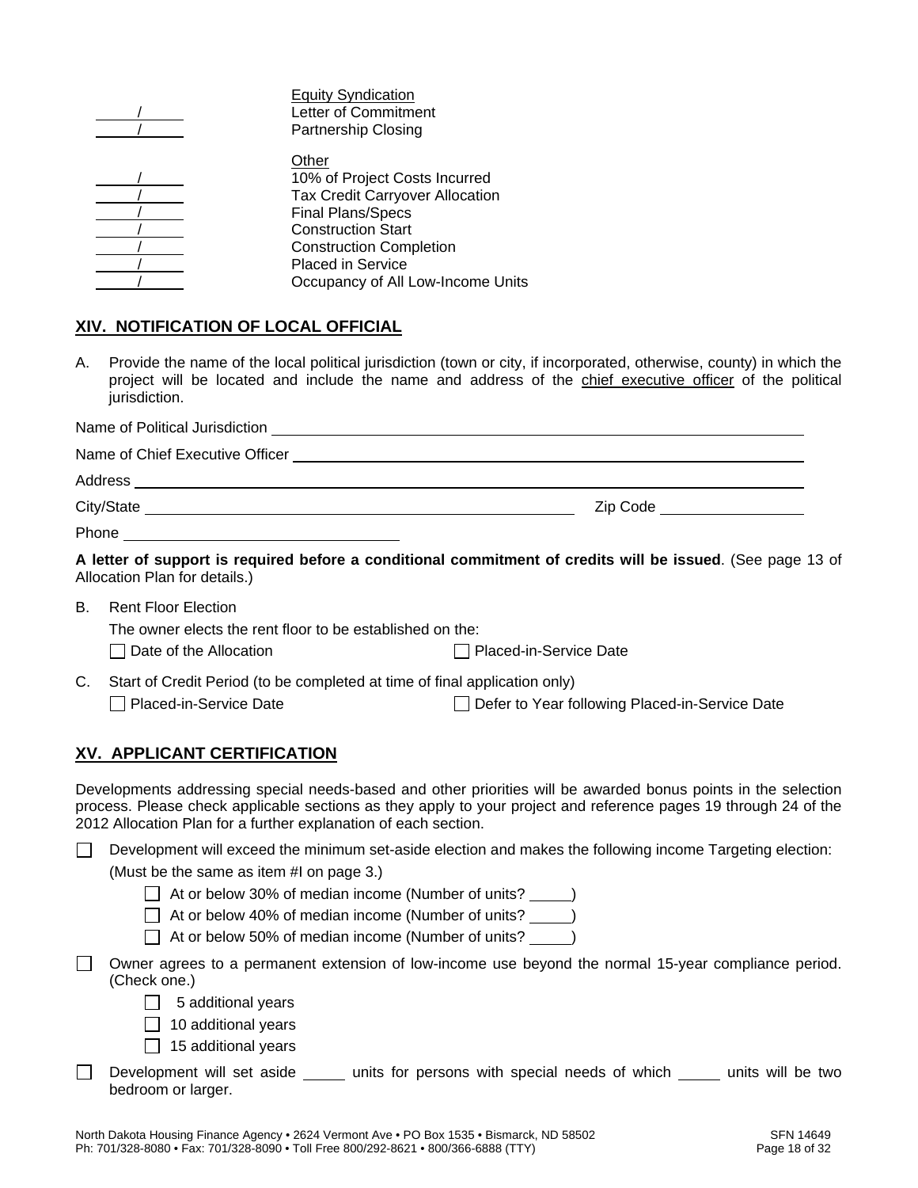| Date | Item |
|---|---|
| | Equity Syndication |
| ____/____ | Letter of Commitment |
| ____/____ | Partnership Closing |
| | Other |
| ____/____ | 10% of Project Costs Incurred |
| ____/____ | Tax Credit Carryover Allocation |
| ____/____ | Final Plans/Specs |
| ____/____ | Construction Start |
| ____/____ | Construction Completion |
| ____/____ | Placed in Service |
| ____/____ | Occupancy of All Low-Income Units |

## XIV. NOTIFICATION OF LOCAL OFFICIAL

A. Provide the name of the local political jurisdiction (town or city, if incorporated, otherwise, county) in which the project will be located and include the name and address of the chief executive officer of the political jurisdiction.

Name of Political Jurisdiction ______________________________

Name of Chief Executive Officer ______________________________

Address ______________________________

City/State ______________________________ Zip Code ______________

Phone ______________________________

**A letter of support is required before a conditional commitment of credits will be issued**. (See page 13 of Allocation Plan for details.)

B. Rent Floor Election

The owner elects the rent floor to be established on the:

☐ Date of the Allocation ☐ Placed-in-Service Date

C. Start of Credit Period (to be completed at time of final application only)

☐ Placed-in-Service Date ☐ Defer to Year following Placed-in-Service Date

## XV. APPLICANT CERTIFICATION

Developments addressing special needs-based and other priorities will be awarded bonus points in the selection process. Please check applicable sections as they apply to your project and reference pages 19 through 24 of the 2012 Allocation Plan for a further explanation of each section.

☐ Development will exceed the minimum set-aside election and makes the following income Targeting election: (Must be the same as item #I on page 3.)

- ☐ At or below 30% of median income (Number of units? _____)
- ☐ At or below 40% of median income (Number of units? _____)
- ☐ At or below 50% of median income (Number of units? _____)

☐ Owner agrees to a permanent extension of low-income use beyond the normal 15-year compliance period. (Check one.)

- ☐ 5 additional years
- ☐ 10 additional years
- ☐ 15 additional years

☐ Development will set aside _____ units for persons with special needs of which _____ units will be two bedroom or larger.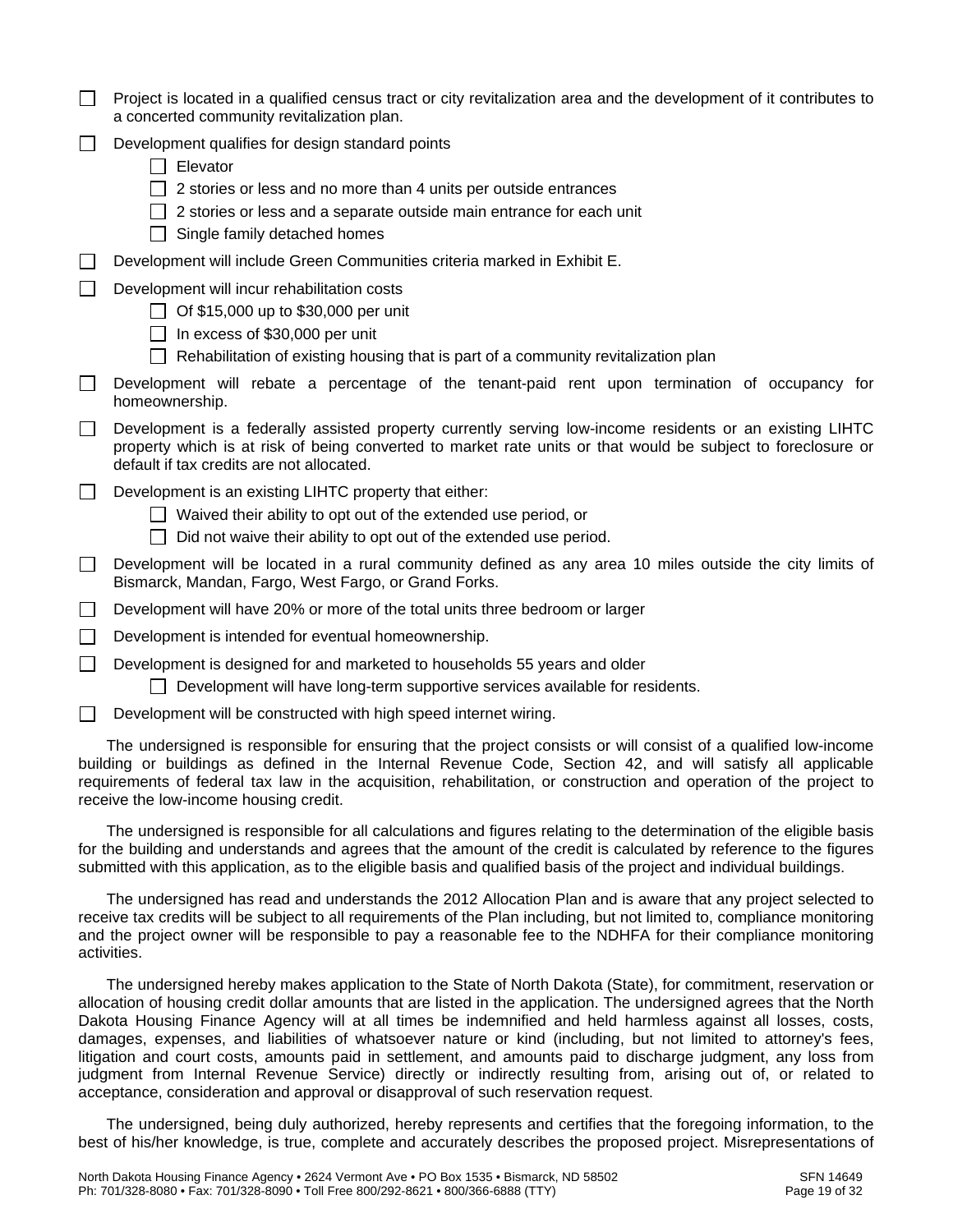- [ ] Project is located in a qualified census tract or city revitalization area and the development of it contributes to a concerted community revitalization plan.
- [ ] Development qualifies for design standard points
    - [ ] Elevator
    - [ ] 2 stories or less and no more than 4 units per outside entrances
    - [ ] 2 stories or less and a separate outside main entrance for each unit
    - [ ] Single family detached homes
- [ ] Development will include Green Communities criteria marked in Exhibit E.
- [ ] Development will incur rehabilitation costs
    - [ ] Of $15,000 up to $30,000 per unit
    - [ ] In excess of $30,000 per unit
    - [ ] Rehabilitation of existing housing that is part of a community revitalization plan
- [ ] Development will rebate a percentage of the tenant-paid rent upon termination of occupancy for homeownership.
- [ ] Development is a federally assisted property currently serving low-income residents or an existing LIHTC property which is at risk of being converted to market rate units or that would be subject to foreclosure or default if tax credits are not allocated.
- [ ] Development is an existing LIHTC property that either:
    - [ ] Waived their ability to opt out of the extended use period, or
    - [ ] Did not waive their ability to opt out of the extended use period.
- [ ] Development will be located in a rural community defined as any area 10 miles outside the city limits of Bismarck, Mandan, Fargo, West Fargo, or Grand Forks.
- [ ] Development will have 20% or more of the total units three bedroom or larger
- [ ] Development is intended for eventual homeownership.
- [ ] Development is designed for and marketed to households 55 years and older
    - [ ] Development will have long-term supportive services available for residents.
- [ ] Development will be constructed with high speed internet wiring.

The undersigned is responsible for ensuring that the project consists or will consist of a qualified low-income building or buildings as defined in the Internal Revenue Code, Section 42, and will satisfy all applicable requirements of federal tax law in the acquisition, rehabilitation, or construction and operation of the project to receive the low-income housing credit.

The undersigned is responsible for all calculations and figures relating to the determination of the eligible basis for the building and understands and agrees that the amount of the credit is calculated by reference to the figures submitted with this application, as to the eligible basis and qualified basis of the project and individual buildings.

The undersigned has read and understands the 2012 Allocation Plan and is aware that any project selected to receive tax credits will be subject to all requirements of the Plan including, but not limited to, compliance monitoring and the project owner will be responsible to pay a reasonable fee to the NDHFA for their compliance monitoring activities.

The undersigned hereby makes application to the State of North Dakota (State), for commitment, reservation or allocation of housing credit dollar amounts that are listed in the application. The undersigned agrees that the North Dakota Housing Finance Agency will at all times be indemnified and held harmless against all losses, costs, damages, expenses, and liabilities of whatsoever nature or kind (including, but not limited to attorney's fees, litigation and court costs, amounts paid in settlement, and amounts paid to discharge judgment, any loss from judgment from Internal Revenue Service) directly or indirectly resulting from, arising out of, or related to acceptance, consideration and approval or disapproval of such reservation request.

The undersigned, being duly authorized, hereby represents and certifies that the foregoing information, to the best of his/her knowledge, is true, complete and accurately describes the proposed project. Misrepresentations of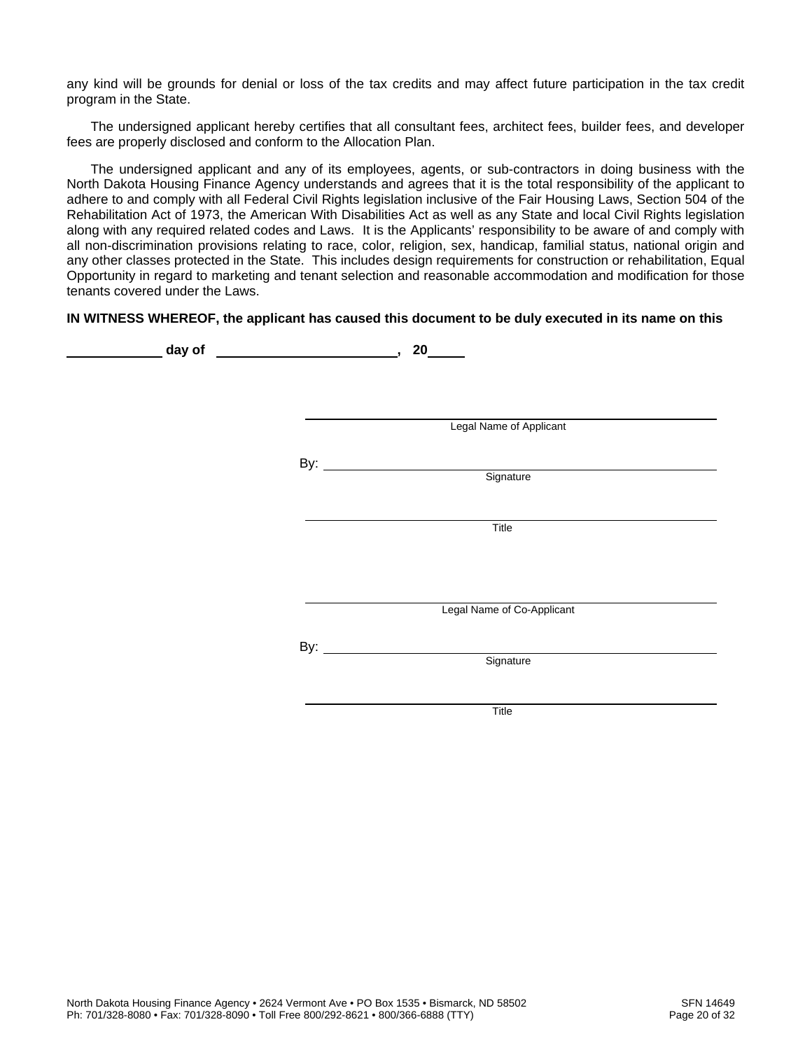any kind will be grounds for denial or loss of the tax credits and may affect future participation in the tax credit program in the State.

The undersigned applicant hereby certifies that all consultant fees, architect fees, builder fees, and developer fees are properly disclosed and conform to the Allocation Plan.

The undersigned applicant and any of its employees, agents, or sub-contractors in doing business with the North Dakota Housing Finance Agency understands and agrees that it is the total responsibility of the applicant to adhere to and comply with all Federal Civil Rights legislation inclusive of the Fair Housing Laws, Section 504 of the Rehabilitation Act of 1973, the American With Disabilities Act as well as any State and local Civil Rights legislation along with any required related codes and Laws. It is the Applicants' responsibility to be aware of and comply with all non-discrimination provisions relating to race, color, religion, sex, handicap, familial status, national origin and any other classes protected in the State. This includes design requirements for construction or rehabilitation, Equal Opportunity in regard to marketing and tenant selection and reasonable accommodation and modification for those tenants covered under the Laws.

**IN WITNESS WHEREOF, the applicant has caused this document to be duly executed in its name on this**

**\_\_\_\_\_\_\_\_\_\_ day of \_\_\_\_\_\_\_\_\_\_\_\_\_\_\_\_\_\_\_\_, 20\_\_\_\_**

\_\_\_\_\_\_\_\_\_\_\_\_\_\_\_\_\_\_\_\_\_\_\_\_\_\_\_\_\_\_\_\_\_\_\_\_\_\_\_\_
Legal Name of Applicant

By: \_\_\_\_\_\_\_\_\_\_\_\_\_\_\_\_\_\_\_\_\_\_\_\_\_\_\_\_\_\_\_\_\_\_\_\_\_
Signature

\_\_\_\_\_\_\_\_\_\_\_\_\_\_\_\_\_\_\_\_\_\_\_\_\_\_\_\_\_\_\_\_\_\_\_\_\_\_\_\_
Title

\_\_\_\_\_\_\_\_\_\_\_\_\_\_\_\_\_\_\_\_\_\_\_\_\_\_\_\_\_\_\_\_\_\_\_\_\_\_\_\_
Legal Name of Co-Applicant

By: \_\_\_\_\_\_\_\_\_\_\_\_\_\_\_\_\_\_\_\_\_\_\_\_\_\_\_\_\_\_\_\_\_\_\_\_\_
Signature

\_\_\_\_\_\_\_\_\_\_\_\_\_\_\_\_\_\_\_\_\_\_\_\_\_\_\_\_\_\_\_\_\_\_\_\_\_\_\_\_
Title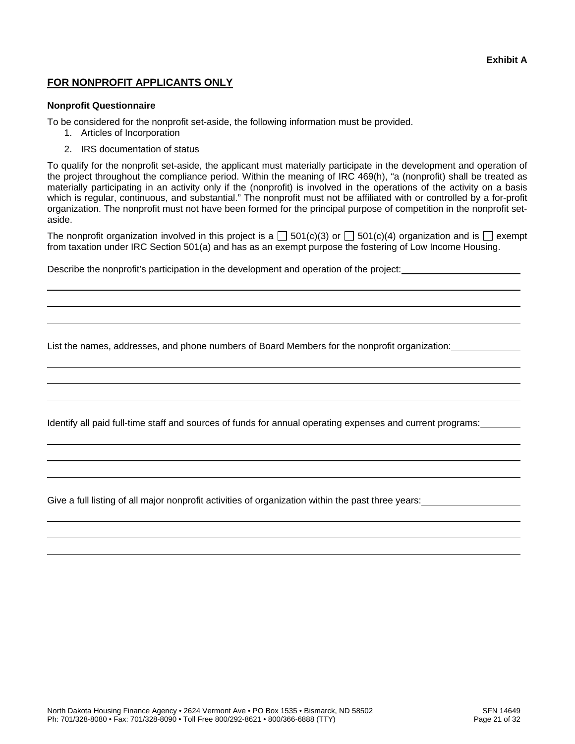**Exhibit A**

## FOR NONPROFIT APPLICANTS ONLY

### Nonprofit Questionnaire

To be considered for the nonprofit set-aside, the following information must be provided.

1. Articles of Incorporation
2. IRS documentation of status

To qualify for the nonprofit set-aside, the applicant must materially participate in the development and operation of the project throughout the compliance period. Within the meaning of IRC 469(h), "a (nonprofit) shall be treated as materially participating in an activity only if the (nonprofit) is involved in the operations of the activity on a basis which is regular, continuous, and substantial." The nonprofit must not be affiliated with or controlled by a for-profit organization. The nonprofit must not have been formed for the principal purpose of competition in the nonprofit set-aside.

The nonprofit organization involved in this project is a ☐ 501(c)(3) or ☐ 501(c)(4) organization and is ☐ exempt from taxation under IRC Section 501(a) and has as an exempt purpose the fostering of Low Income Housing.

Describe the nonprofit's participation in the development and operation of the project: \_\_\_\_\_\_\_\_\_\_\_\_\_\_\_\_\_\_\_\_

\_\_\_\_\_\_\_\_\_\_\_\_\_\_\_\_\_\_\_\_\_\_\_\_\_\_\_\_\_\_\_\_\_\_\_\_\_\_\_\_\_\_\_\_\_\_\_\_\_\_\_\_\_\_\_\_\_\_\_\_

\_\_\_\_\_\_\_\_\_\_\_\_\_\_\_\_\_\_\_\_\_\_\_\_\_\_\_\_\_\_\_\_\_\_\_\_\_\_\_\_\_\_\_\_\_\_\_\_\_\_\_\_\_\_\_\_\_\_\_\_

\_\_\_\_\_\_\_\_\_\_\_\_\_\_\_\_\_\_\_\_\_\_\_\_\_\_\_\_\_\_\_\_\_\_\_\_\_\_\_\_\_\_\_\_\_\_\_\_\_\_\_\_\_\_\_\_\_\_\_\_

List the names, addresses, and phone numbers of Board Members for the nonprofit organization: \_\_\_\_\_\_\_\_\_\_\_\_

\_\_\_\_\_\_\_\_\_\_\_\_\_\_\_\_\_\_\_\_\_\_\_\_\_\_\_\_\_\_\_\_\_\_\_\_\_\_\_\_\_\_\_\_\_\_\_\_\_\_\_\_\_\_\_\_\_\_\_\_

\_\_\_\_\_\_\_\_\_\_\_\_\_\_\_\_\_\_\_\_\_\_\_\_\_\_\_\_\_\_\_\_\_\_\_\_\_\_\_\_\_\_\_\_\_\_\_\_\_\_\_\_\_\_\_\_\_\_\_\_

\_\_\_\_\_\_\_\_\_\_\_\_\_\_\_\_\_\_\_\_\_\_\_\_\_\_\_\_\_\_\_\_\_\_\_\_\_\_\_\_\_\_\_\_\_\_\_\_\_\_\_\_\_\_\_\_\_\_\_\_

Identify all paid full-time staff and sources of funds for annual operating expenses and current programs: \_\_\_\_\_\_\_\_

\_\_\_\_\_\_\_\_\_\_\_\_\_\_\_\_\_\_\_\_\_\_\_\_\_\_\_\_\_\_\_\_\_\_\_\_\_\_\_\_\_\_\_\_\_\_\_\_\_\_\_\_\_\_\_\_\_\_\_\_

\_\_\_\_\_\_\_\_\_\_\_\_\_\_\_\_\_\_\_\_\_\_\_\_\_\_\_\_\_\_\_\_\_\_\_\_\_\_\_\_\_\_\_\_\_\_\_\_\_\_\_\_\_\_\_\_\_\_\_\_

\_\_\_\_\_\_\_\_\_\_\_\_\_\_\_\_\_\_\_\_\_\_\_\_\_\_\_\_\_\_\_\_\_\_\_\_\_\_\_\_\_\_\_\_\_\_\_\_\_\_\_\_\_\_\_\_\_\_\_\_

Give a full listing of all major nonprofit activities of organization within the past three years: \_\_\_\_\_\_\_\_\_\_\_\_\_\_\_\_

\_\_\_\_\_\_\_\_\_\_\_\_\_\_\_\_\_\_\_\_\_\_\_\_\_\_\_\_\_\_\_\_\_\_\_\_\_\_\_\_\_\_\_\_\_\_\_\_\_\_\_\_\_\_\_\_\_\_\_\_

\_\_\_\_\_\_\_\_\_\_\_\_\_\_\_\_\_\_\_\_\_\_\_\_\_\_\_\_\_\_\_\_\_\_\_\_\_\_\_\_\_\_\_\_\_\_\_\_\_\_\_\_\_\_\_\_\_\_\_\_

\_\_\_\_\_\_\_\_\_\_\_\_\_\_\_\_\_\_\_\_\_\_\_\_\_\_\_\_\_\_\_\_\_\_\_\_\_\_\_\_\_\_\_\_\_\_\_\_\_\_\_\_\_\_\_\_\_\_\_\_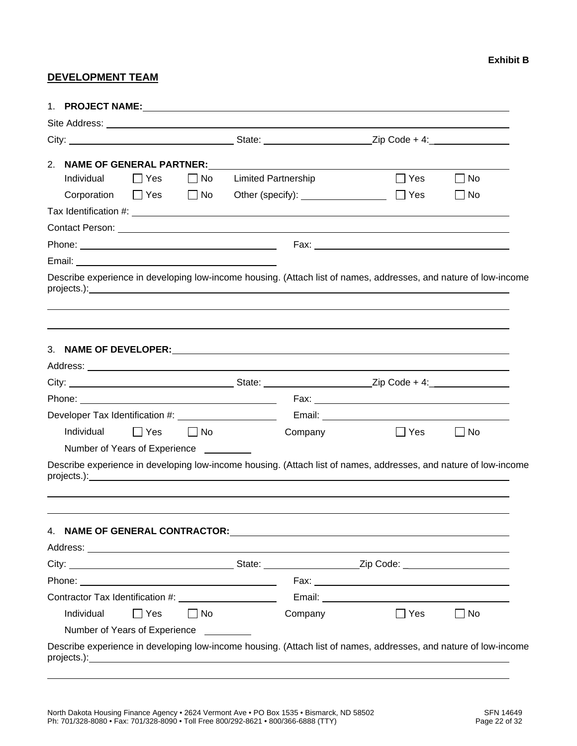**Exhibit B**

## DEVELOPMENT TEAM

1. **PROJECT NAME:** \_\_\_\_\_\_\_\_\_\_\_\_\_\_\_\_\_\_\_\_\_\_\_\_\_\_\_\_

Site Address: \_\_\_\_\_\_\_\_\_\_\_\_\_\_\_\_\_\_\_\_\_\_\_\_\_\_\_\_

City: \_\_\_\_\_\_\_\_\_\_\_\_\_\_\_\_ State: \_\_\_\_\_\_\_\_\_\_\_\_ Zip Code + 4: \_\_\_\_\_\_\_\_\_\_

2. **NAME OF GENERAL PARTNER:** \_\_\_\_\_\_\_\_\_\_\_\_\_\_\_\_\_\_\_\_\_\_\_\_\_\_\_\_

| | | | | | |
|---|---|---|---|---|---|
| Individual | ☐ Yes | ☐ No | Limited Partnership | ☐ Yes | ☐ No |
| Corporation | ☐ Yes | ☐ No | Other (specify): \_\_\_\_\_\_\_\_\_\_ | ☐ Yes | ☐ No |

Tax Identification #: \_\_\_\_\_\_\_\_\_\_\_\_\_\_\_\_\_\_\_\_\_\_\_\_\_\_\_\_

Contact Person: \_\_\_\_\_\_\_\_\_\_\_\_\_\_\_\_\_\_\_\_\_\_\_\_\_\_\_\_

Phone: \_\_\_\_\_\_\_\_\_\_\_\_\_\_\_\_\_\_ Fax: \_\_\_\_\_\_\_\_\_\_\_\_\_\_\_\_\_\_

Email: \_\_\_\_\_\_\_\_\_\_\_\_\_\_\_\_\_\_

Describe experience in developing low-income housing. (Attach list of names, addresses, and nature of low-income projects.): \_\_\_\_\_\_\_\_\_\_\_\_\_\_\_\_\_\_\_\_\_\_\_\_\_\_\_\_

3. **NAME OF DEVELOPER:** \_\_\_\_\_\_\_\_\_\_\_\_\_\_\_\_\_\_\_\_\_\_\_\_\_\_\_\_

Address: \_\_\_\_\_\_\_\_\_\_\_\_\_\_\_\_\_\_\_\_\_\_\_\_\_\_\_\_

City: \_\_\_\_\_\_\_\_\_\_\_\_\_\_\_\_ State: \_\_\_\_\_\_\_\_\_\_\_\_ Zip Code + 4: \_\_\_\_\_\_\_\_\_\_

Phone: \_\_\_\_\_\_\_\_\_\_\_\_\_\_\_\_\_\_ Fax: \_\_\_\_\_\_\_\_\_\_\_\_\_\_\_\_\_\_

Developer Tax Identification #: \_\_\_\_\_\_\_\_\_\_ Email: \_\_\_\_\_\_\_\_\_\_\_\_\_\_\_\_\_\_

| | | | | | |
|---|---|---|---|---|---|
| Individual | ☐ Yes | ☐ No | Company | ☐ Yes | ☐ No |

Number of Years of Experience \_\_\_\_\_\_\_\_

Describe experience in developing low-income housing. (Attach list of names, addresses, and nature of low-income projects.): \_\_\_\_\_\_\_\_\_\_\_\_\_\_\_\_\_\_\_\_\_\_\_\_\_\_\_\_

4. **NAME OF GENERAL CONTRACTOR:** \_\_\_\_\_\_\_\_\_\_\_\_\_\_\_\_\_\_\_\_\_\_\_\_\_\_\_\_

Address: \_\_\_\_\_\_\_\_\_\_\_\_\_\_\_\_\_\_\_\_\_\_\_\_\_\_\_\_

City: \_\_\_\_\_\_\_\_\_\_\_\_\_\_\_\_ State: \_\_\_\_\_\_\_\_\_\_\_\_ Zip Code: \_\_\_\_\_\_\_\_\_\_

Phone: \_\_\_\_\_\_\_\_\_\_\_\_\_\_\_\_\_\_ Fax: \_\_\_\_\_\_\_\_\_\_\_\_\_\_\_\_\_\_

Contractor Tax Identification #: \_\_\_\_\_\_\_\_\_\_ Email: \_\_\_\_\_\_\_\_\_\_\_\_\_\_\_\_\_\_

| | | | | | |
|---|---|---|---|---|---|
| Individual | ☐ Yes | ☐ No | Company | ☐ Yes | ☐ No |

Number of Years of Experience \_\_\_\_\_\_\_\_

Describe experience in developing low-income housing. (Attach list of names, addresses, and nature of low-income projects.): \_\_\_\_\_\_\_\_\_\_\_\_\_\_\_\_\_\_\_\_\_\_\_\_\_\_\_\_

North Dakota Housing Finance Agency • 2624 Vermont Ave • PO Box 1535 • Bismarck, ND 58502
Ph: 701/328-8080 • Fax: 701/328-8090 • Toll Free 800/292-8621 • 800/366-6888 (TTY)

SFN 14649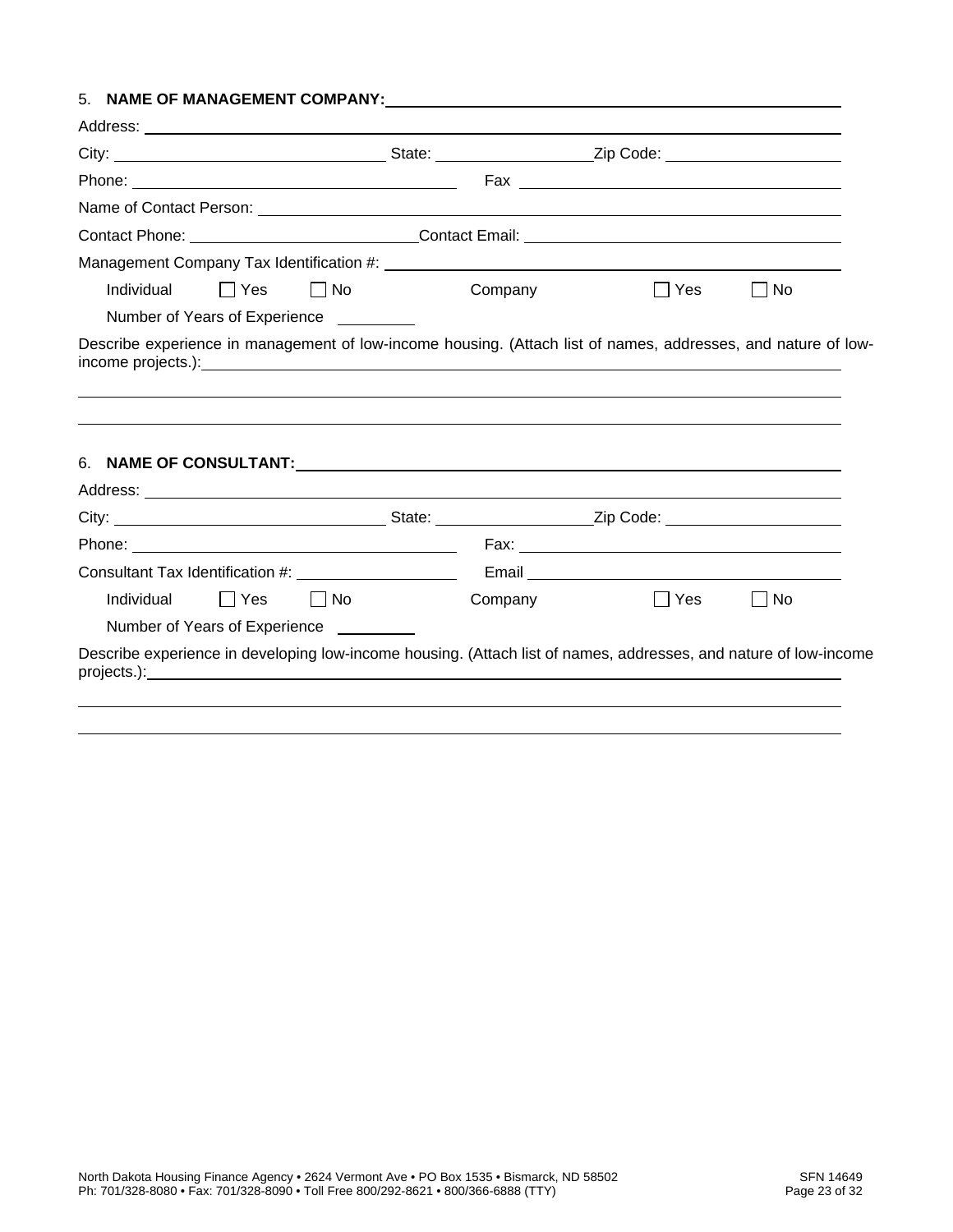5. **NAME OF MANAGEMENT COMPANY:** ______________________________

Address: ______________________________

City: ______________ State: ______________ Zip Code: ______________

Phone: ______________ Fax ______________

Name of Contact Person: ______________________________

Contact Phone: ______________ Contact Email: ______________

Management Company Tax Identification #: ______________________________

Individual ☐ Yes ☐ No Company ☐ Yes ☐ No

Number of Years of Experience ________

Describe experience in management of low-income housing. (Attach list of names, addresses, and nature of low-income projects.): ______________________________

______________________________

______________________________

6. **NAME OF CONSULTANT:** ______________________________

Address: ______________________________

City: ______________ State: ______________ Zip Code: ______________

Phone: ______________ Fax: ______________

Consultant Tax Identification #: ______________ Email ______________

Individual ☐ Yes ☐ No Company ☐ Yes ☐ No

Number of Years of Experience ________

Describe experience in developing low-income housing. (Attach list of names, addresses, and nature of low-income projects.): ______________________________

______________________________

______________________________

North Dakota Housing Finance Agency • 2624 Vermont Ave • PO Box 1535 • Bismarck, ND 58502
Ph: 701/328-8080 • Fax: 701/328-8090 • Toll Free 800/292-8621 • 800/366-6888 (TTY)

SFN 14649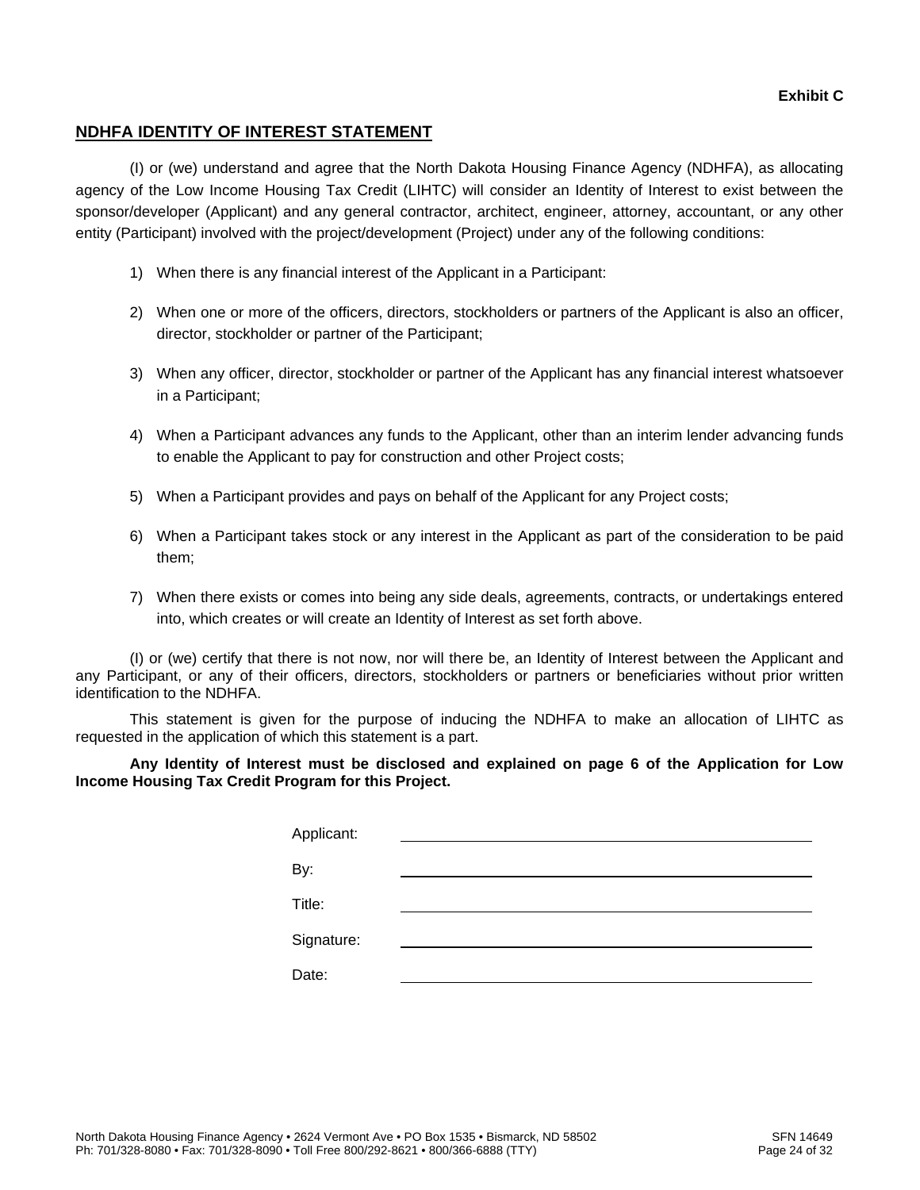**Exhibit C**

## NDHFA IDENTITY OF INTEREST STATEMENT

(I) or (we) understand and agree that the North Dakota Housing Finance Agency (NDHFA), as allocating agency of the Low Income Housing Tax Credit (LIHTC) will consider an Identity of Interest to exist between the sponsor/developer (Applicant) and any general contractor, architect, engineer, attorney, accountant, or any other entity (Participant) involved with the project/development (Project) under any of the following conditions:

1) When there is any financial interest of the Applicant in a Participant:

2) When one or more of the officers, directors, stockholders or partners of the Applicant is also an officer, director, stockholder or partner of the Participant;

3) When any officer, director, stockholder or partner of the Applicant has any financial interest whatsoever in a Participant;

4) When a Participant advances any funds to the Applicant, other than an interim lender advancing funds to enable the Applicant to pay for construction and other Project costs;

5) When a Participant provides and pays on behalf of the Applicant for any Project costs;

6) When a Participant takes stock or any interest in the Applicant as part of the consideration to be paid them;

7) When there exists or comes into being any side deals, agreements, contracts, or undertakings entered into, which creates or will create an Identity of Interest as set forth above.

(I) or (we) certify that there is not now, nor will there be, an Identity of Interest between the Applicant and any Participant, or any of their officers, directors, stockholders or partners or beneficiaries without prior written identification to the NDHFA.

This statement is given for the purpose of inducing the NDHFA to make an allocation of LIHTC as requested in the application of which this statement is a part.

**Any Identity of Interest must be disclosed and explained on page 6 of the Application for Low Income Housing Tax Credit Program for this Project.**

Applicant: ______________________________

By: ______________________________

Title: ______________________________

Signature: ______________________________

Date: ______________________________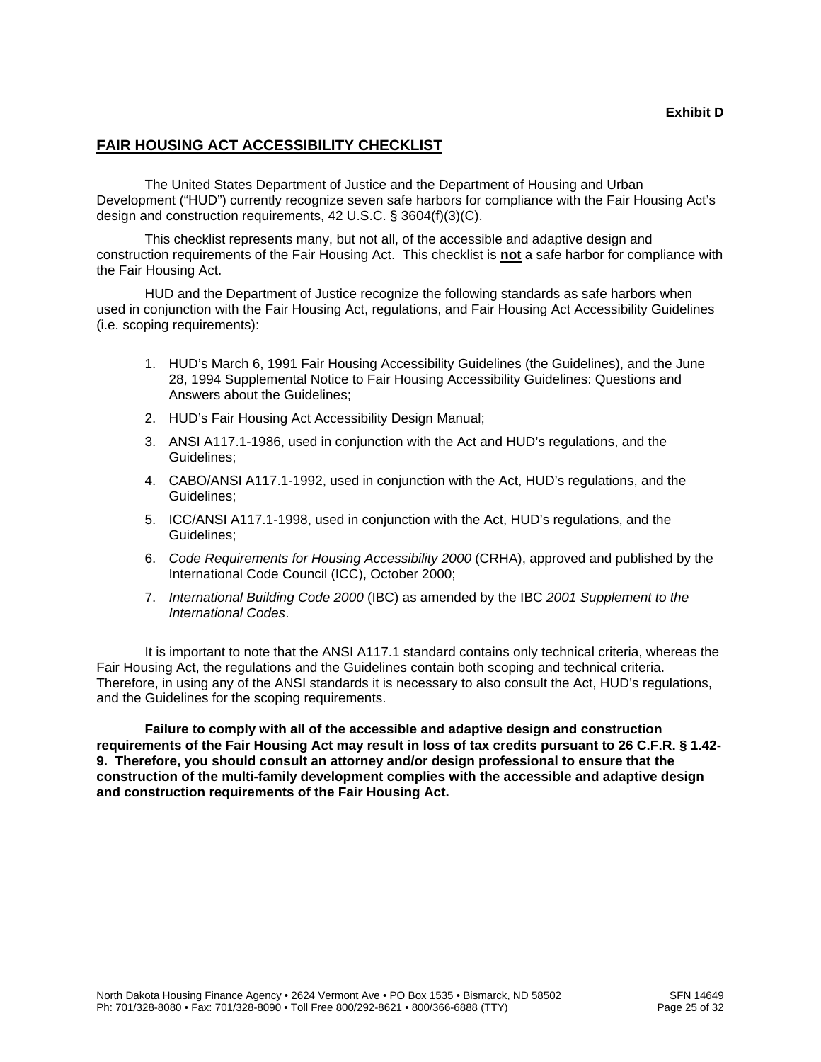**Exhibit D**

## FAIR HOUSING ACT ACCESSIBILITY CHECKLIST

The United States Department of Justice and the Department of Housing and Urban Development ("HUD") currently recognize seven safe harbors for compliance with the Fair Housing Act's design and construction requirements, 42 U.S.C. § 3604(f)(3)(C).

This checklist represents many, but not all, of the accessible and adaptive design and construction requirements of the Fair Housing Act. This checklist is **not** a safe harbor for compliance with the Fair Housing Act.

HUD and the Department of Justice recognize the following standards as safe harbors when used in conjunction with the Fair Housing Act, regulations, and Fair Housing Act Accessibility Guidelines (i.e. scoping requirements):

1. HUD's March 6, 1991 Fair Housing Accessibility Guidelines (the Guidelines), and the June 28, 1994 Supplemental Notice to Fair Housing Accessibility Guidelines: Questions and Answers about the Guidelines;
2. HUD's Fair Housing Act Accessibility Design Manual;
3. ANSI A117.1-1986, used in conjunction with the Act and HUD's regulations, and the Guidelines;
4. CABO/ANSI A117.1-1992, used in conjunction with the Act, HUD's regulations, and the Guidelines;
5. ICC/ANSI A117.1-1998, used in conjunction with the Act, HUD's regulations, and the Guidelines;
6. *Code Requirements for Housing Accessibility 2000* (CRHA), approved and published by the International Code Council (ICC), October 2000;
7. *International Building Code 2000* (IBC) as amended by the IBC *2001 Supplement to the International Codes*.

It is important to note that the ANSI A117.1 standard contains only technical criteria, whereas the Fair Housing Act, the regulations and the Guidelines contain both scoping and technical criteria. Therefore, in using any of the ANSI standards it is necessary to also consult the Act, HUD's regulations, and the Guidelines for the scoping requirements.

**Failure to comply with all of the accessible and adaptive design and construction requirements of the Fair Housing Act may result in loss of tax credits pursuant to 26 C.F.R. § 1.42-9. Therefore, you should consult an attorney and/or design professional to ensure that the construction of the multi-family development complies with the accessible and adaptive design and construction requirements of the Fair Housing Act.**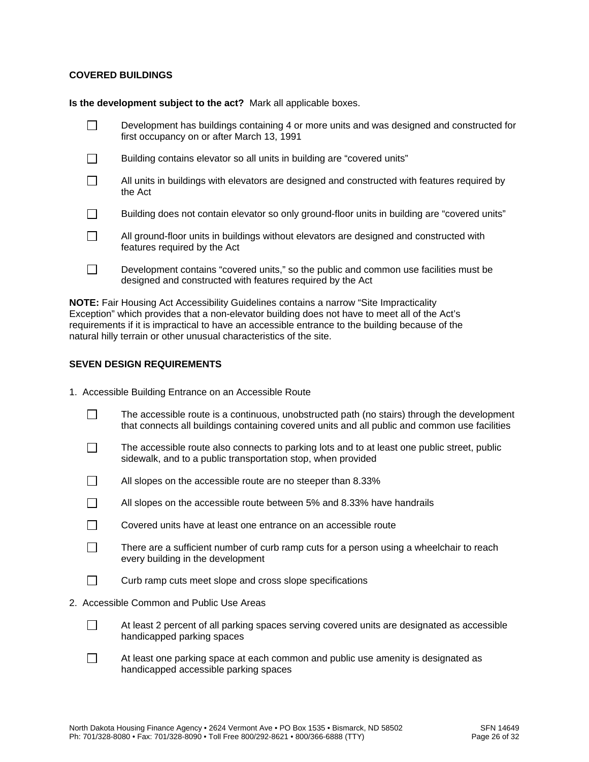## COVERED BUILDINGS

**Is the development subject to the act?** Mark all applicable boxes.

- ☐ Development has buildings containing 4 or more units and was designed and constructed for first occupancy on or after March 13, 1991
- ☐ Building contains elevator so all units in building are "covered units"
- ☐ All units in buildings with elevators are designed and constructed with features required by the Act
- ☐ Building does not contain elevator so only ground-floor units in building are "covered units"
- ☐ All ground-floor units in buildings without elevators are designed and constructed with features required by the Act
- ☐ Development contains "covered units," so the public and common use facilities must be designed and constructed with features required by the Act

**NOTE:** Fair Housing Act Accessibility Guidelines contains a narrow "Site Impracticality Exception" which provides that a non-elevator building does not have to meet all of the Act's requirements if it is impractical to have an accessible entrance to the building because of the natural hilly terrain or other unusual characteristics of the site.

## SEVEN DESIGN REQUIREMENTS

1. Accessible Building Entrance on an Accessible Route

- ☐ The accessible route is a continuous, unobstructed path (no stairs) through the development that connects all buildings containing covered units and all public and common use facilities
- ☐ The accessible route also connects to parking lots and to at least one public street, public sidewalk, and to a public transportation stop, when provided
- ☐ All slopes on the accessible route are no steeper than 8.33%
- ☐ All slopes on the accessible route between 5% and 8.33% have handrails
- ☐ Covered units have at least one entrance on an accessible route
- ☐ There are a sufficient number of curb ramp cuts for a person using a wheelchair to reach every building in the development
- ☐ Curb ramp cuts meet slope and cross slope specifications

2. Accessible Common and Public Use Areas

- ☐ At least 2 percent of all parking spaces serving covered units are designated as accessible handicapped parking spaces
- ☐ At least one parking space at each common and public use amenity is designated as handicapped accessible parking spaces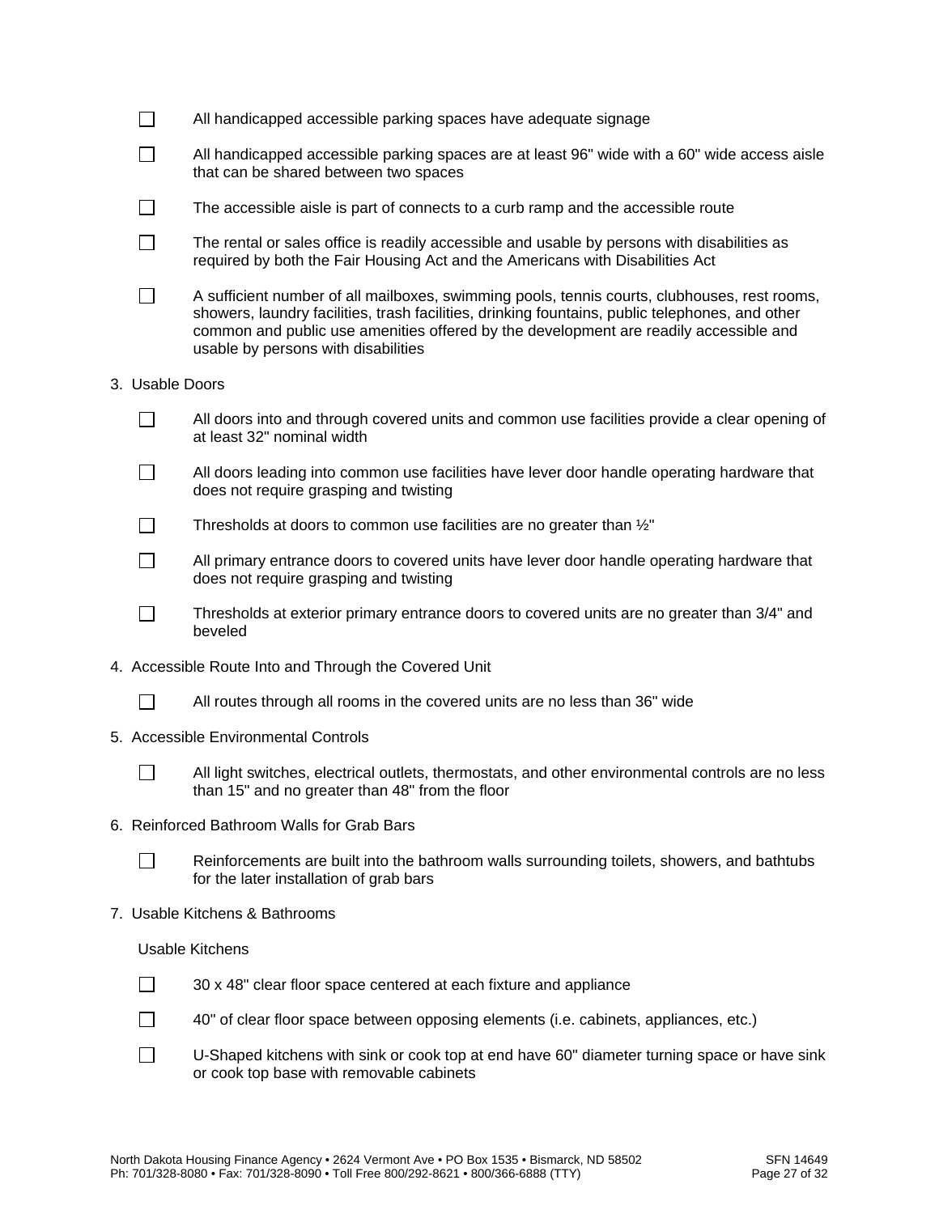- [ ] All handicapped accessible parking spaces have adequate signage
- [ ] All handicapped accessible parking spaces are at least 96" wide with a 60" wide access aisle that can be shared between two spaces
- [ ] The accessible aisle is part of connects to a curb ramp and the accessible route
- [ ] The rental or sales office is readily accessible and usable by persons with disabilities as required by both the Fair Housing Act and the Americans with Disabilities Act
- [ ] A sufficient number of all mailboxes, swimming pools, tennis courts, clubhouses, rest rooms, showers, laundry facilities, trash facilities, drinking fountains, public telephones, and other common and public use amenities offered by the development are readily accessible and usable by persons with disabilities

3. Usable Doors

- [ ] All doors into and through covered units and common use facilities provide a clear opening of at least 32" nominal width
- [ ] All doors leading into common use facilities have lever door handle operating hardware that does not require grasping and twisting
- [ ] Thresholds at doors to common use facilities are no greater than ½"
- [ ] All primary entrance doors to covered units have lever door handle operating hardware that does not require grasping and twisting
- [ ] Thresholds at exterior primary entrance doors to covered units are no greater than 3/4" and beveled

4. Accessible Route Into and Through the Covered Unit

- [ ] All routes through all rooms in the covered units are no less than 36" wide

5. Accessible Environmental Controls

- [ ] All light switches, electrical outlets, thermostats, and other environmental controls are no less than 15" and no greater than 48" from the floor

6. Reinforced Bathroom Walls for Grab Bars

- [ ] Reinforcements are built into the bathroom walls surrounding toilets, showers, and bathtubs for the later installation of grab bars

7. Usable Kitchens & Bathrooms

Usable Kitchens

- [ ] 30 x 48" clear floor space centered at each fixture and appliance
- [ ] 40" of clear floor space between opposing elements (i.e. cabinets, appliances, etc.)
- [ ] U-Shaped kitchens with sink or cook top at end have 60" diameter turning space or have sink or cook top base with removable cabinets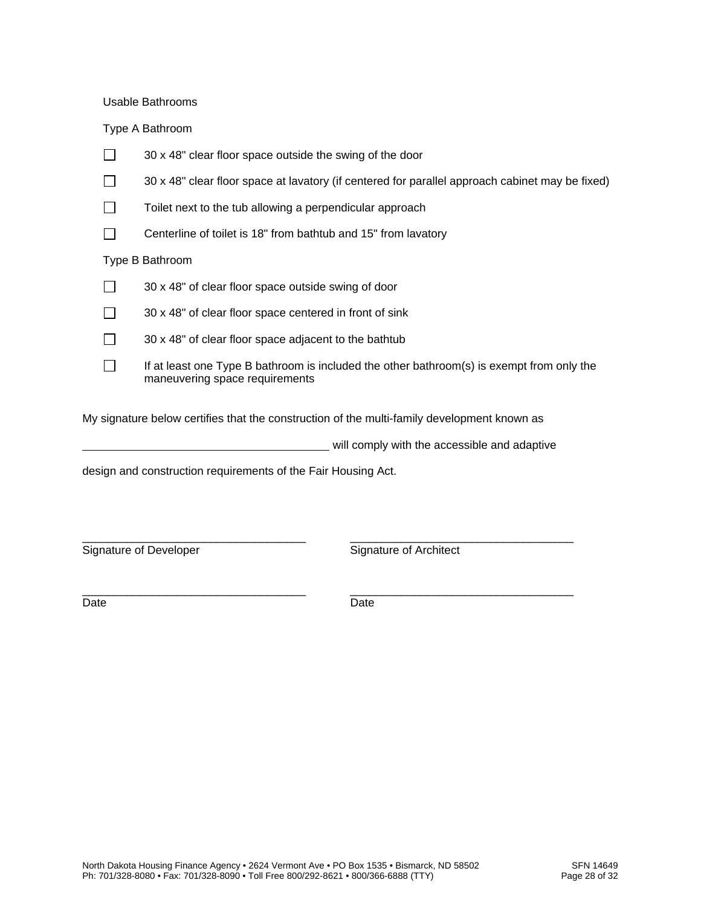Usable Bathrooms

Type A Bathroom

- ☐ 30 x 48" clear floor space outside the swing of the door
- ☐ 30 x 48" clear floor space at lavatory (if centered for parallel approach cabinet may be fixed)
- ☐ Toilet next to the tub allowing a perpendicular approach
- ☐ Centerline of toilet is 18" from bathtub and 15" from lavatory

Type B Bathroom

- ☐ 30 x 48" of clear floor space outside swing of door
- ☐ 30 x 48" of clear floor space centered in front of sink
- ☐ 30 x 48" of clear floor space adjacent to the bathtub
- ☐ If at least one Type B bathroom is included the other bathroom(s) is exempt from only the maneuvering space requirements

My signature below certifies that the construction of the multi-family development known as

________________________________________ will comply with the accessible and adaptive

design and construction requirements of the Fair Housing Act.

| | |
|---|---|
| ___________________________________ | ___________________________________ |
| Signature of Developer | Signature of Architect |
| ___________________________________ | ___________________________________ |
| Date | Date |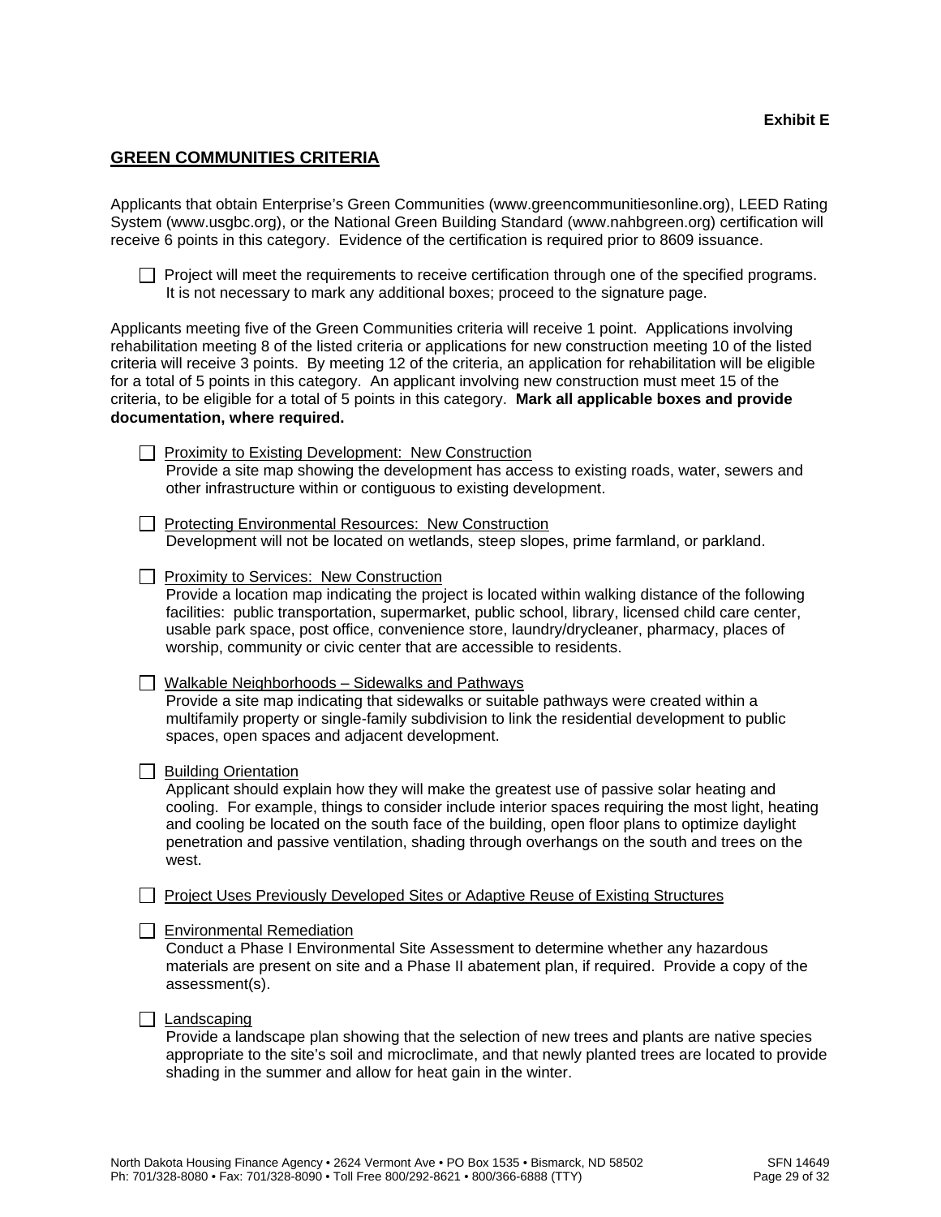**Exhibit E**

## GREEN COMMUNITIES CRITERIA

Applicants that obtain Enterprise's Green Communities (www.greencommunitiesonline.org), LEED Rating System (www.usgbc.org), or the National Green Building Standard (www.nahbgreen.org) certification will receive 6 points in this category. Evidence of the certification is required prior to 8609 issuance.

☐ Project will meet the requirements to receive certification through one of the specified programs. It is not necessary to mark any additional boxes; proceed to the signature page.

Applicants meeting five of the Green Communities criteria will receive 1 point. Applications involving rehabilitation meeting 8 of the listed criteria or applications for new construction meeting 10 of the listed criteria will receive 3 points. By meeting 12 of the criteria, an application for rehabilitation will be eligible for a total of 5 points in this category. An applicant involving new construction must meet 15 of the criteria, to be eligible for a total of 5 points in this category. **Mark all applicable boxes and provide documentation, where required.**

☐ Proximity to Existing Development: New Construction
Provide a site map showing the development has access to existing roads, water, sewers and other infrastructure within or contiguous to existing development.

☐ Protecting Environmental Resources: New Construction
Development will not be located on wetlands, steep slopes, prime farmland, or parkland.

☐ Proximity to Services: New Construction
Provide a location map indicating the project is located within walking distance of the following facilities: public transportation, supermarket, public school, library, licensed child care center, usable park space, post office, convenience store, laundry/drycleaner, pharmacy, places of worship, community or civic center that are accessible to residents.

☐ Walkable Neighborhoods – Sidewalks and Pathways
Provide a site map indicating that sidewalks or suitable pathways were created within a multifamily property or single-family subdivision to link the residential development to public spaces, open spaces and adjacent development.

☐ Building Orientation
Applicant should explain how they will make the greatest use of passive solar heating and cooling. For example, things to consider include interior spaces requiring the most light, heating and cooling be located on the south face of the building, open floor plans to optimize daylight penetration and passive ventilation, shading through overhangs on the south and trees on the west.

☐ Project Uses Previously Developed Sites or Adaptive Reuse of Existing Structures

☐ Environmental Remediation
Conduct a Phase I Environmental Site Assessment to determine whether any hazardous materials are present on site and a Phase II abatement plan, if required. Provide a copy of the assessment(s).

☐ Landscaping
Provide a landscape plan showing that the selection of new trees and plants are native species appropriate to the site's soil and microclimate, and that newly planted trees are located to provide shading in the summer and allow for heat gain in the winter.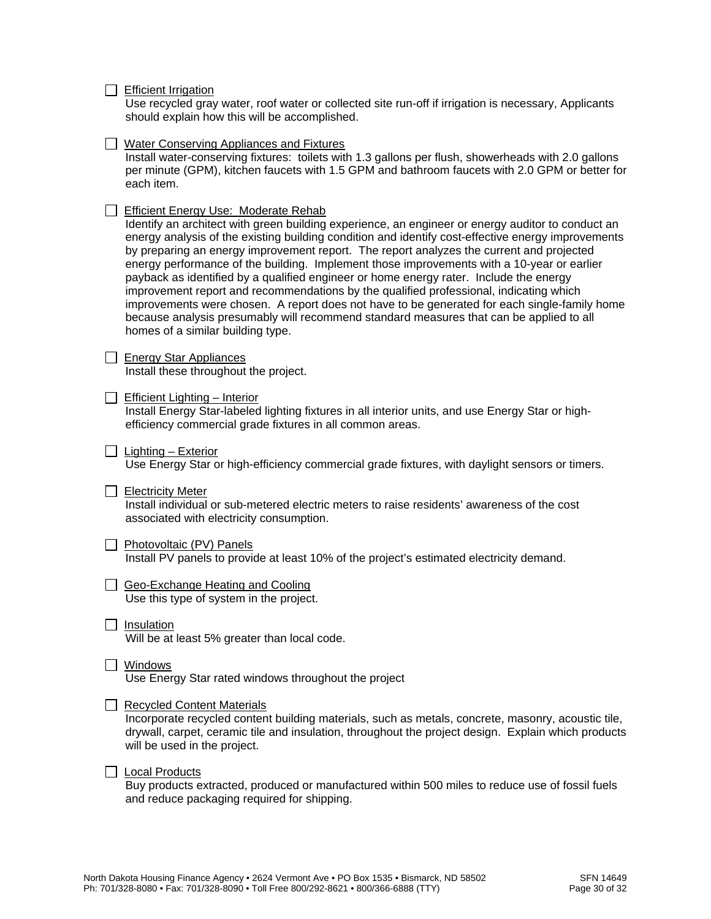- [ ] Efficient Irrigation

  Use recycled gray water, roof water or collected site run-off if irrigation is necessary, Applicants should explain how this will be accomplished.

- [ ] Water Conserving Appliances and Fixtures

  Install water-conserving fixtures: toilets with 1.3 gallons per flush, showerheads with 2.0 gallons per minute (GPM), kitchen faucets with 1.5 GPM and bathroom faucets with 2.0 GPM or better for each item.

- [ ] Efficient Energy Use: Moderate Rehab

  Identify an architect with green building experience, an engineer or energy auditor to conduct an energy analysis of the existing building condition and identify cost-effective energy improvements by preparing an energy improvement report. The report analyzes the current and projected energy performance of the building. Implement those improvements with a 10-year or earlier payback as identified by a qualified engineer or home energy rater. Include the energy improvement report and recommendations by the qualified professional, indicating which improvements were chosen. A report does not have to be generated for each single-family home because analysis presumably will recommend standard measures that can be applied to all homes of a similar building type.

- [ ] Energy Star Appliances

  Install these throughout the project.

- [ ] Efficient Lighting – Interior

  Install Energy Star-labeled lighting fixtures in all interior units, and use Energy Star or high-efficiency commercial grade fixtures in all common areas.

- [ ] Lighting – Exterior

  Use Energy Star or high-efficiency commercial grade fixtures, with daylight sensors or timers.

- [ ] Electricity Meter

  Install individual or sub-metered electric meters to raise residents' awareness of the cost associated with electricity consumption.

- [ ] Photovoltaic (PV) Panels

  Install PV panels to provide at least 10% of the project's estimated electricity demand.

- [ ] Geo-Exchange Heating and Cooling

  Use this type of system in the project.

- [ ] Insulation

  Will be at least 5% greater than local code.

- [ ] Windows

  Use Energy Star rated windows throughout the project

- [ ] Recycled Content Materials

  Incorporate recycled content building materials, such as metals, concrete, masonry, acoustic tile, drywall, carpet, ceramic tile and insulation, throughout the project design. Explain which products will be used in the project.

- [ ] Local Products

  Buy products extracted, produced or manufactured within 500 miles to reduce use of fossil fuels and reduce packaging required for shipping.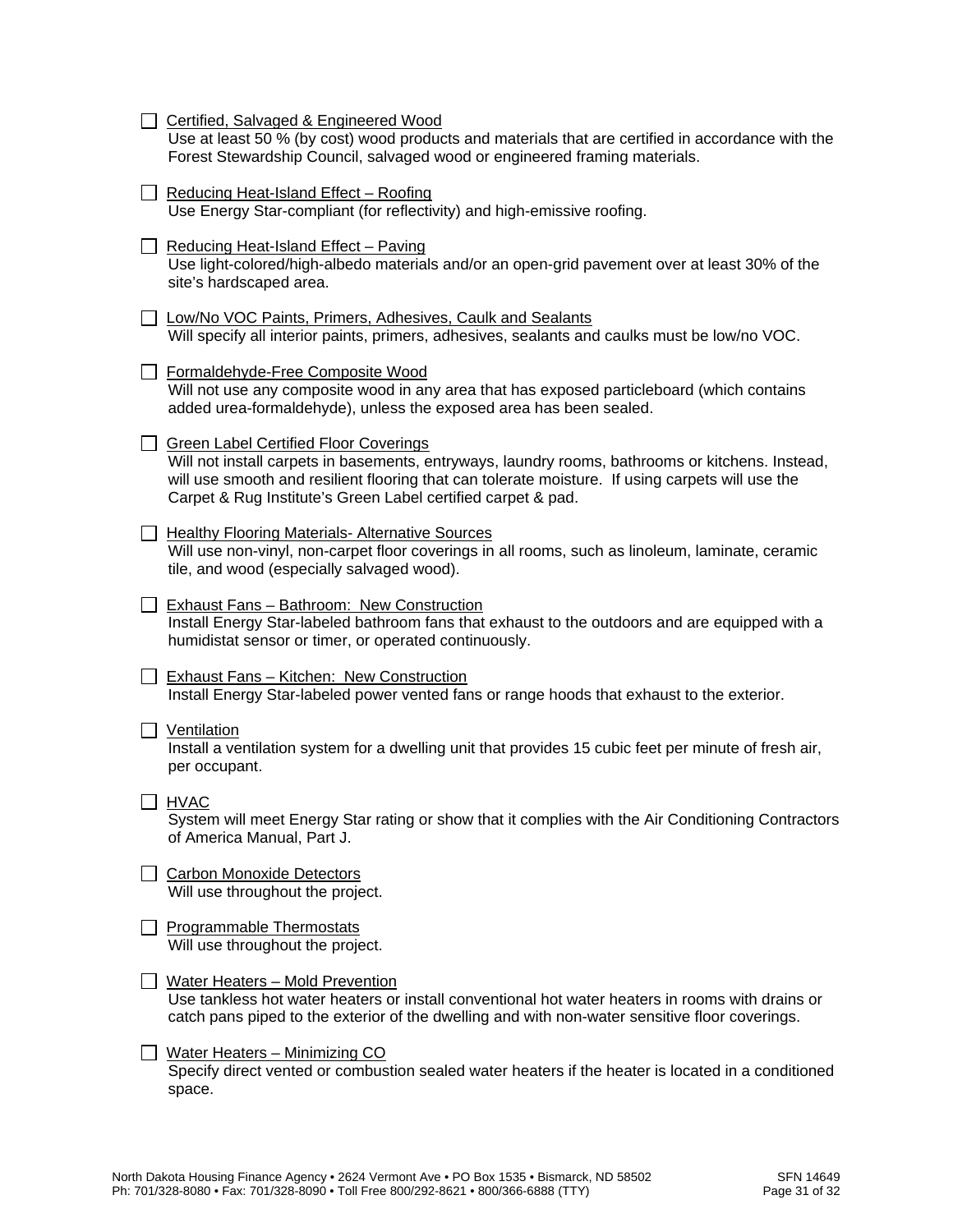- [ ] Certified, Salvaged & Engineered Wood
  Use at least 50 % (by cost) wood products and materials that are certified in accordance with the Forest Stewardship Council, salvaged wood or engineered framing materials.

- [ ] Reducing Heat-Island Effect – Roofing
  Use Energy Star-compliant (for reflectivity) and high-emissive roofing.

- [ ] Reducing Heat-Island Effect – Paving
  Use light-colored/high-albedo materials and/or an open-grid pavement over at least 30% of the site's hardscaped area.

- [ ] Low/No VOC Paints, Primers, Adhesives, Caulk and Sealants
  Will specify all interior paints, primers, adhesives, sealants and caulks must be low/no VOC.

- [ ] Formaldehyde-Free Composite Wood
  Will not use any composite wood in any area that has exposed particleboard (which contains added urea-formaldehyde), unless the exposed area has been sealed.

- [ ] Green Label Certified Floor Coverings
  Will not install carpets in basements, entryways, laundry rooms, bathrooms or kitchens. Instead, will use smooth and resilient flooring that can tolerate moisture. If using carpets will use the Carpet & Rug Institute's Green Label certified carpet & pad.

- [ ] Healthy Flooring Materials- Alternative Sources
  Will use non-vinyl, non-carpet floor coverings in all rooms, such as linoleum, laminate, ceramic tile, and wood (especially salvaged wood).

- [ ] Exhaust Fans – Bathroom: New Construction
  Install Energy Star-labeled bathroom fans that exhaust to the outdoors and are equipped with a humidistat sensor or timer, or operated continuously.

- [ ] Exhaust Fans – Kitchen: New Construction
  Install Energy Star-labeled power vented fans or range hoods that exhaust to the exterior.

- [ ] Ventilation
  Install a ventilation system for a dwelling unit that provides 15 cubic feet per minute of fresh air, per occupant.

- [ ] HVAC
  System will meet Energy Star rating or show that it complies with the Air Conditioning Contractors of America Manual, Part J.

- [ ] Carbon Monoxide Detectors
  Will use throughout the project.

- [ ] Programmable Thermostats
  Will use throughout the project.

- [ ] Water Heaters – Mold Prevention
  Use tankless hot water heaters or install conventional hot water heaters in rooms with drains or catch pans piped to the exterior of the dwelling and with non-water sensitive floor coverings.

- [ ] Water Heaters – Minimizing CO
  Specify direct vented or combustion sealed water heaters if the heater is located in a conditioned space.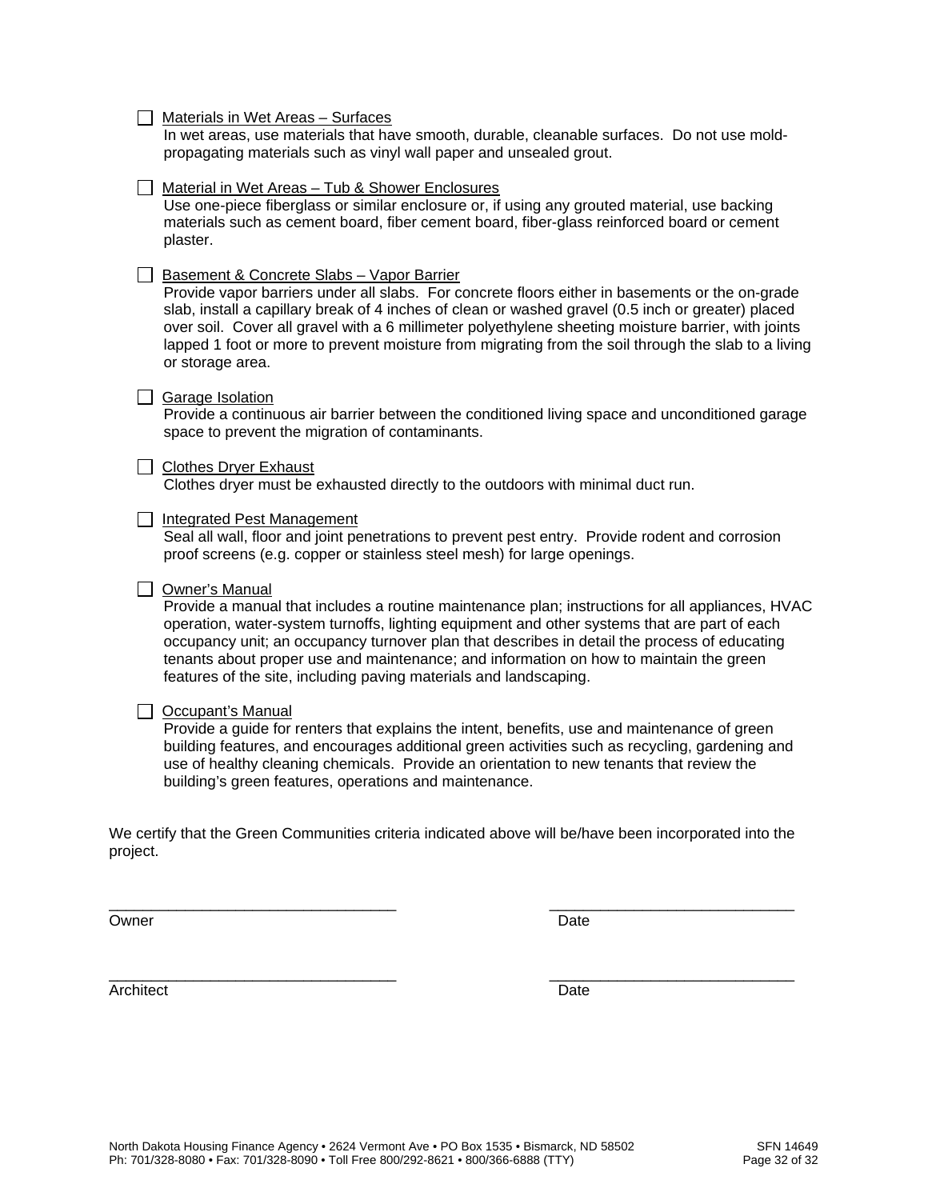- [ ] <u>Materials in Wet Areas – Surfaces</u>
  In wet areas, use materials that have smooth, durable, cleanable surfaces. Do not use mold-propagating materials such as vinyl wall paper and unsealed grout.

- [ ] <u>Material in Wet Areas – Tub & Shower Enclosures</u>
  Use one-piece fiberglass or similar enclosure or, if using any grouted material, use backing materials such as cement board, fiber cement board, fiber-glass reinforced board or cement plaster.

- [ ] <u>Basement & Concrete Slabs – Vapor Barrier</u>
  Provide vapor barriers under all slabs. For concrete floors either in basements or the on-grade slab, install a capillary break of 4 inches of clean or washed gravel (0.5 inch or greater) placed over soil. Cover all gravel with a 6 millimeter polyethylene sheeting moisture barrier, with joints lapped 1 foot or more to prevent moisture from migrating from the soil through the slab to a living or storage area.

- [ ] <u>Garage Isolation</u>
  Provide a continuous air barrier between the conditioned living space and unconditioned garage space to prevent the migration of contaminants.

- [ ] <u>Clothes Dryer Exhaust</u>
  Clothes dryer must be exhausted directly to the outdoors with minimal duct run.

- [ ] <u>Integrated Pest Management</u>
  Seal all wall, floor and joint penetrations to prevent pest entry. Provide rodent and corrosion proof screens (e.g. copper or stainless steel mesh) for large openings.

- [ ] <u>Owner's Manual</u>
  Provide a manual that includes a routine maintenance plan; instructions for all appliances, HVAC operation, water-system turnoffs, lighting equipment and other systems that are part of each occupancy unit; an occupancy turnover plan that describes in detail the process of educating tenants about proper use and maintenance; and information on how to maintain the green features of the site, including paving materials and landscaping.

- [ ] <u>Occupant's Manual</u>
  Provide a guide for renters that explains the intent, benefits, use and maintenance of green building features, and encourages additional green activities such as recycling, gardening and use of healthy cleaning chemicals. Provide an orientation to new tenants that review the building's green features, operations and maintenance.

We certify that the Green Communities criteria indicated above will be/have been incorporated into the project.

___________________________________ ______________________________
Owner Date

___________________________________ ______________________________
Architect Date

North Dakota Housing Finance Agency • 2624 Vermont Ave • PO Box 1535 • Bismarck, ND 58502
Ph: 701/328-8080 • Fax: 701/328-8090 • Toll Free 800/292-8621 • 800/366-6888 (TTY)

SFN 14649